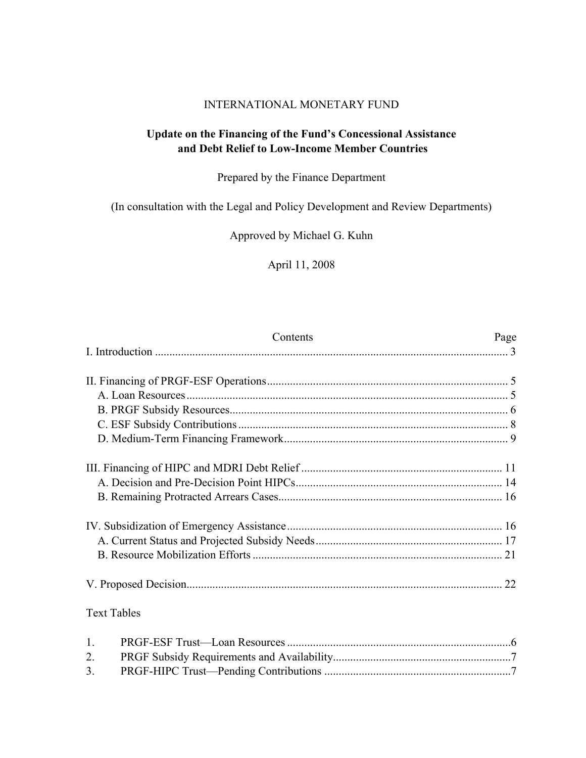INTERNATIONAL MONETARY FUND

# Update on the Financing of the Fund's Concessional Assistance and Debt Relief to Low-Income Member Countries

Prepared by the Finance Department

(In consultation with the Legal and Policy Development and Review Departments)

Approved by Michael G. Kuhn

April 11, 2008

| Contents | Page |
|---|---|
| I. Introduction | 3 |
| II. Financing of PRGF-ESF Operations | 5 |
| A. Loan Resources | 5 |
| B. PRGF Subsidy Resources | 6 |
| C. ESF Subsidy Contributions | 8 |
| D. Medium-Term Financing Framework | 9 |
| III. Financing of HIPC and MDRI Debt Relief | 11 |
| A. Decision and Pre-Decision Point HIPCs | 14 |
| B. Remaining Protracted Arrears Cases | 16 |
| IV. Subsidization of Emergency Assistance | 16 |
| A. Current Status and Projected Subsidy Needs | 17 |
| B. Resource Mobilization Efforts | 21 |
| V. Proposed Decision | 22 |

Text Tables

| | | |
|---|---|---|
| 1. | PRGF-ESF Trust—Loan Resources | 6 |
| 2. | PRGF Subsidy Requirements and Availability | 7 |
| 3. | PRGF-HIPC Trust—Pending Contributions | 7 |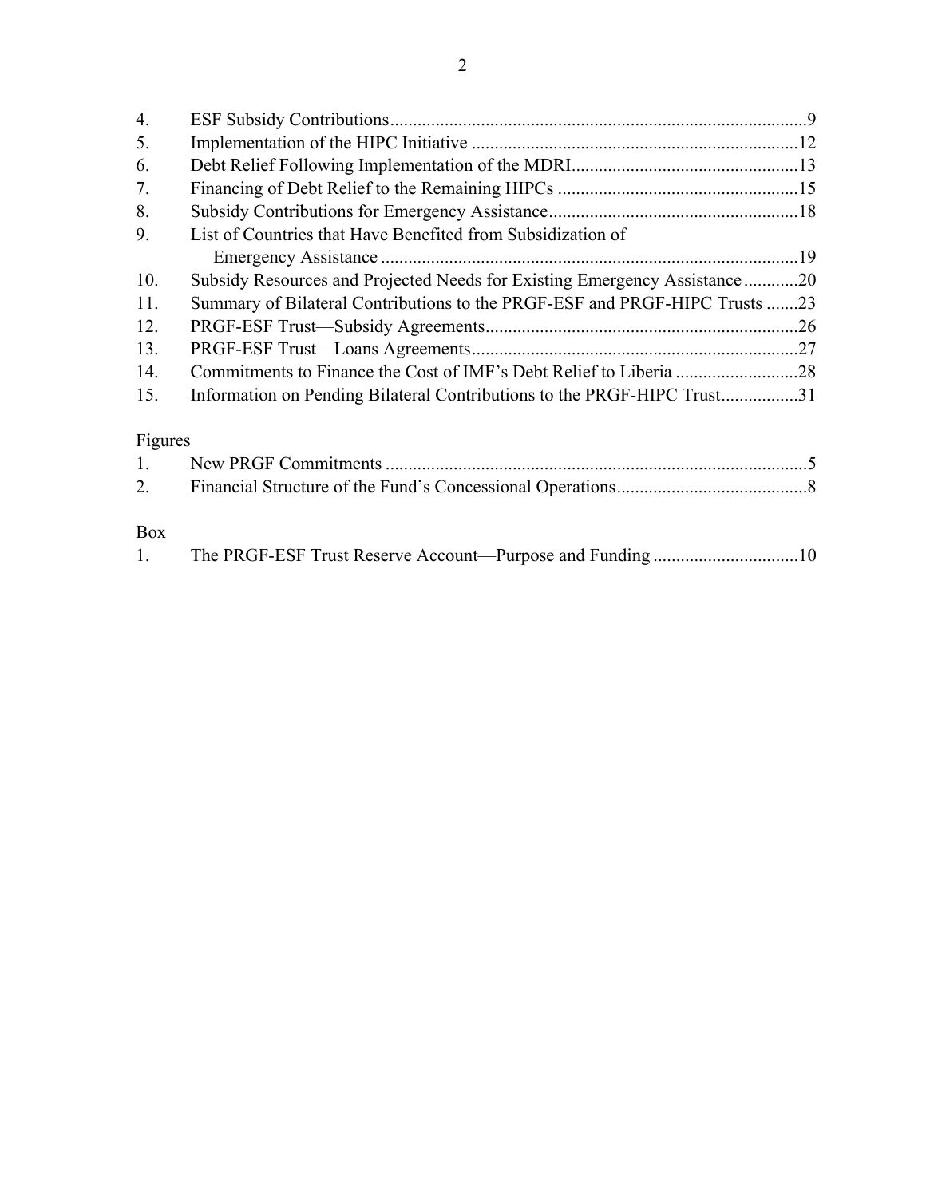| | | |
|---|---|---|
| 4. | ESF Subsidy Contributions | 9 |
| 5. | Implementation of the HIPC Initiative | 12 |
| 6. | Debt Relief Following Implementation of the MDRI | 13 |
| 7. | Financing of Debt Relief to the Remaining HIPCs | 15 |
| 8. | Subsidy Contributions for Emergency Assistance | 18 |
| 9. | List of Countries that Have Benefited from Subsidization of Emergency Assistance | 19 |
| 10. | Subsidy Resources and Projected Needs for Existing Emergency Assistance | 20 |
| 11. | Summary of Bilateral Contributions to the PRGF-ESF and PRGF-HIPC Trusts | 23 |
| 12. | PRGF-ESF Trust—Subsidy Agreements | 26 |
| 13. | PRGF-ESF Trust—Loans Agreements | 27 |
| 14. | Commitments to Finance the Cost of IMF's Debt Relief to Liberia | 28 |
| 15. | Information on Pending Bilateral Contributions to the PRGF-HIPC Trust | 31 |

Figures

| | | |
|---|---|---|
| 1. | New PRGF Commitments | 5 |
| 2. | Financial Structure of the Fund's Concessional Operations | 8 |

Box

| | | |
|---|---|---|
| 1. | The PRGF-ESF Trust Reserve Account—Purpose and Funding | 10 |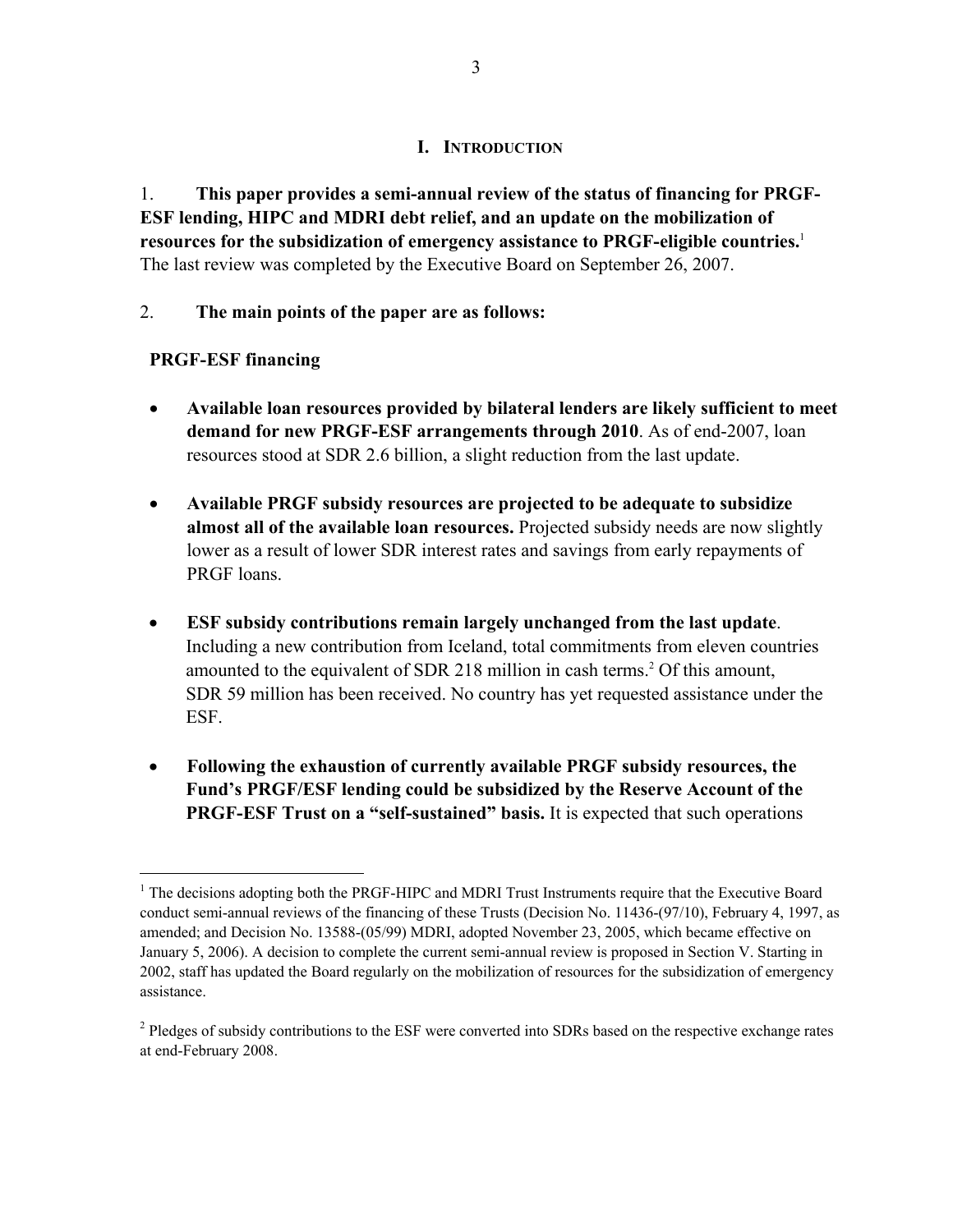# I. INTRODUCTION

1. **This paper provides a semi-annual review of the status of financing for PRGF-ESF lending, HIPC and MDRI debt relief, and an update on the mobilization of resources for the subsidization of emergency assistance to PRGF-eligible countries.**[1] The last review was completed by the Executive Board on September 26, 2007.

2. **The main points of the paper are as follows:**

**PRGF-ESF financing**

- **Available loan resources provided by bilateral lenders are likely sufficient to meet demand for new PRGF-ESF arrangements through 2010**. As of end-2007, loan resources stood at SDR 2.6 billion, a slight reduction from the last update.

- **Available PRGF subsidy resources are projected to be adequate to subsidize almost all of the available loan resources.** Projected subsidy needs are now slightly lower as a result of lower SDR interest rates and savings from early repayments of PRGF loans.

- **ESF subsidy contributions remain largely unchanged from the last update**. Including a new contribution from Iceland, total commitments from eleven countries amounted to the equivalent of SDR 218 million in cash terms.[2] Of this amount, SDR 59 million has been received. No country has yet requested assistance under the ESF.

- **Following the exhaustion of currently available PRGF subsidy resources, the Fund's PRGF/ESF lending could be subsidized by the Reserve Account of the PRGF-ESF Trust on a "self-sustained" basis.** It is expected that such operations

[1] The decisions adopting both the PRGF-HIPC and MDRI Trust Instruments require that the Executive Board conduct semi-annual reviews of the financing of these Trusts (Decision No. 11436-(97/10), February 4, 1997, as amended; and Decision No. 13588-(05/99) MDRI, adopted November 23, 2005, which became effective on January 5, 2006). A decision to complete the current semi-annual review is proposed in Section V. Starting in 2002, staff has updated the Board regularly on the mobilization of resources for the subsidization of emergency assistance.

[2] Pledges of subsidy contributions to the ESF were converted into SDRs based on the respective exchange rates at end-February 2008.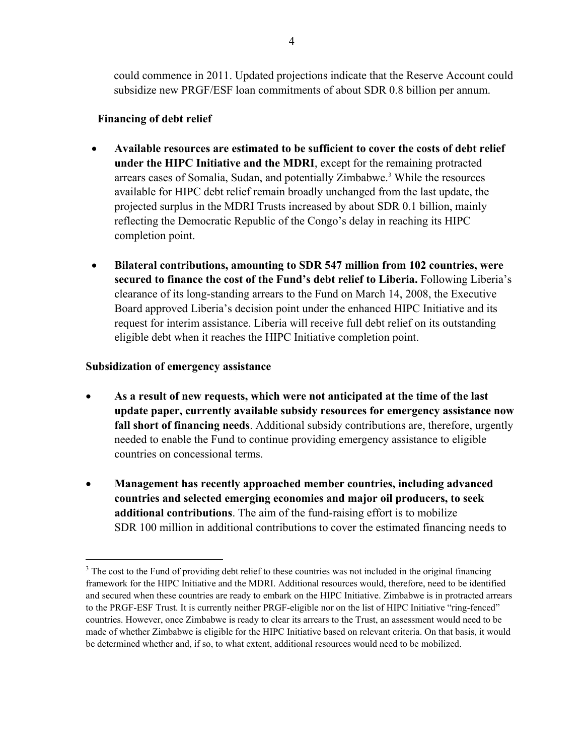could commence in 2011. Updated projections indicate that the Reserve Account could subsidize new PRGF/ESF loan commitments of about SDR 0.8 billion per annum.

**Financing of debt relief**

- **Available resources are estimated to be sufficient to cover the costs of debt relief under the HIPC Initiative and the MDRI**, except for the remaining protracted arrears cases of Somalia, Sudan, and potentially Zimbabwe.[3] While the resources available for HIPC debt relief remain broadly unchanged from the last update, the projected surplus in the MDRI Trusts increased by about SDR 0.1 billion, mainly reflecting the Democratic Republic of the Congo's delay in reaching its HIPC completion point.

- **Bilateral contributions, amounting to SDR 547 million from 102 countries, were secured to finance the cost of the Fund's debt relief to Liberia.** Following Liberia's clearance of its long-standing arrears to the Fund on March 14, 2008, the Executive Board approved Liberia's decision point under the enhanced HIPC Initiative and its request for interim assistance. Liberia will receive full debt relief on its outstanding eligible debt when it reaches the HIPC Initiative completion point.

**Subsidization of emergency assistance**

- **As a result of new requests, which were not anticipated at the time of the last update paper, currently available subsidy resources for emergency assistance now fall short of financing needs**. Additional subsidy contributions are, therefore, urgently needed to enable the Fund to continue providing emergency assistance to eligible countries on concessional terms.

- **Management has recently approached member countries, including advanced countries and selected emerging economies and major oil producers, to seek additional contributions**. The aim of the fund-raising effort is to mobilize SDR 100 million in additional contributions to cover the estimated financing needs to

[3] The cost to the Fund of providing debt relief to these countries was not included in the original financing framework for the HIPC Initiative and the MDRI. Additional resources would, therefore, need to be identified and secured when these countries are ready to embark on the HIPC Initiative. Zimbabwe is in protracted arrears to the PRGF-ESF Trust. It is currently neither PRGF-eligible nor on the list of HIPC Initiative "ring-fenced" countries. However, once Zimbabwe is ready to clear its arrears to the Trust, an assessment would need to be made of whether Zimbabwe is eligible for the HIPC Initiative based on relevant criteria. On that basis, it would be determined whether and, if so, to what extent, additional resources would need to be mobilized.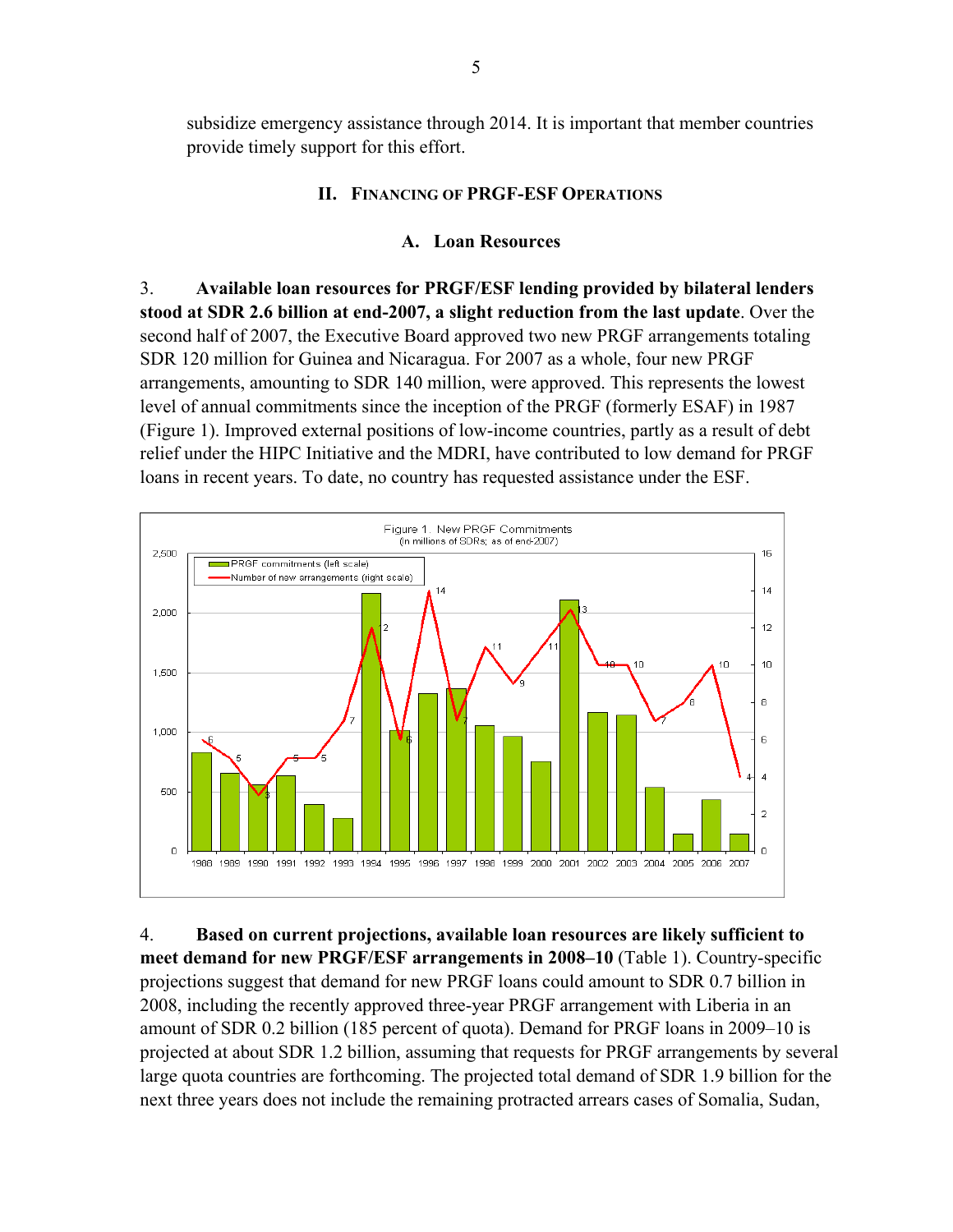subsidize emergency assistance through 2014. It is important that member countries provide timely support for this effort.

## II. Financing of PRGF-ESF Operations

### A. Loan Resources

3. **Available loan resources for PRGF/ESF lending provided by bilateral lenders stood at SDR 2.6 billion at end-2007, a slight reduction from the last update**. Over the second half of 2007, the Executive Board approved two new PRGF arrangements totaling SDR 120 million for Guinea and Nicaragua. For 2007 as a whole, four new PRGF arrangements, amounting to SDR 140 million, were approved. This represents the lowest level of annual commitments since the inception of the PRGF (formerly ESAF) in 1987 (Figure 1). Improved external positions of low-income countries, partly as a result of debt relief under the HIPC Initiative and the MDRI, have contributed to low demand for PRGF loans in recent years. To date, no country has requested assistance under the ESF.

Figure 1. New PRGF Commitments
(In millions of SDRs; as of end-2007)

4. **Based on current projections, available loan resources are likely sufficient to meet demand for new PRGF/ESF arrangements in 2008–10** (Table 1). Country-specific projections suggest that demand for new PRGF loans could amount to SDR 0.7 billion in 2008, including the recently approved three-year PRGF arrangement with Liberia in an amount of SDR 0.2 billion (185 percent of quota). Demand for PRGF loans in 2009–10 is projected at about SDR 1.2 billion, assuming that requests for PRGF arrangements by several large quota countries are forthcoming. The projected total demand of SDR 1.9 billion for the next three years does not include the remaining protracted arrears cases of Somalia, Sudan,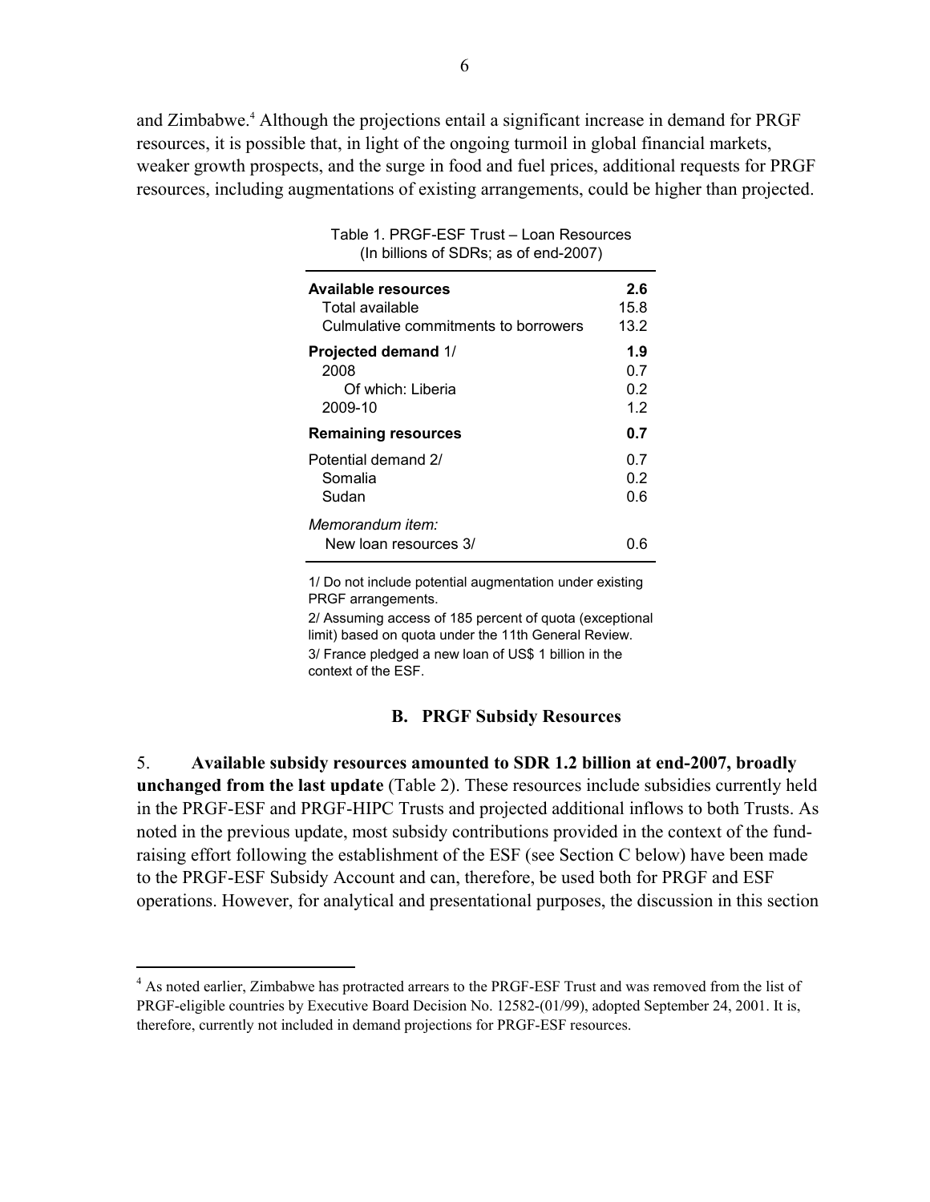and Zimbabwe.[4] Although the projections entail a significant increase in demand for PRGF resources, it is possible that, in light of the ongoing turmoil in global financial markets, weaker growth prospects, and the surge in food and fuel prices, additional requests for PRGF resources, including augmentations of existing arrangements, could be higher than projected.

Table 1. PRGF-ESF Trust – Loan Resources
(In billions of SDRs; as of end-2007)

| | |
|---|---|
| **Available resources** | **2.6** |
| Total available | 15.8 |
| Culmulative commitments to borrowers | 13.2 |
| **Projected demand** 1/ | **1.9** |
| 2008 | 0.7 |
| Of which: Liberia | 0.2 |
| 2009-10 | 1.2 |
| **Remaining resources** | **0.7** |
| Potential demand 2/ | 0.7 |
| Somalia | 0.2 |
| Sudan | 0.6 |
| *Memorandum item:* | |
| New loan resources 3/ | 0.6 |

1/ Do not include potential augmentation under existing PRGF arrangements.
2/ Assuming access of 185 percent of quota (exceptional limit) based on quota under the 11th General Review.
3/ France pledged a new loan of US$ 1 billion in the context of the ESF.

### B. PRGF Subsidy Resources

5. **Available subsidy resources amounted to SDR 1.2 billion at end-2007, broadly unchanged from the last update** (Table 2). These resources include subsidies currently held in the PRGF-ESF and PRGF-HIPC Trusts and projected additional inflows to both Trusts. As noted in the previous update, most subsidy contributions provided in the context of the fund-raising effort following the establishment of the ESF (see Section C below) have been made to the PRGF-ESF Subsidy Account and can, therefore, be used both for PRGF and ESF operations. However, for analytical and presentational purposes, the discussion in this section

[4] As noted earlier, Zimbabwe has protracted arrears to the PRGF-ESF Trust and was removed from the list of PRGF-eligible countries by Executive Board Decision No. 12582-(01/99), adopted September 24, 2001. It is, therefore, currently not included in demand projections for PRGF-ESF resources.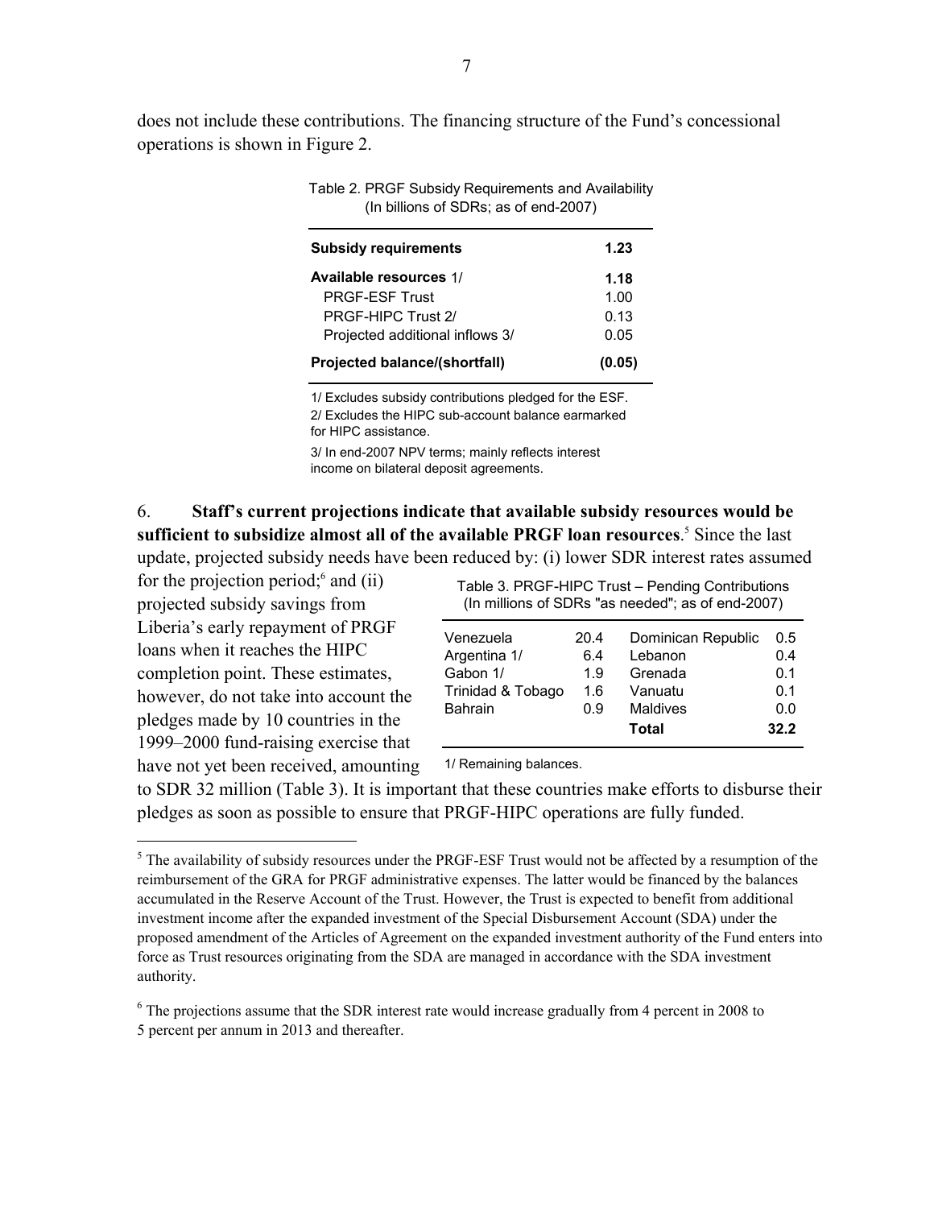does not include these contributions. The financing structure of the Fund's concessional operations is shown in Figure 2.

Table 2. PRGF Subsidy Requirements and Availability
(In billions of SDRs; as of end-2007)

| | |
|---|---|
| **Subsidy requirements** | **1.23** |
| **Available resources** 1/ | **1.18** |
| PRGF-ESF Trust | 1.00 |
| PRGF-HIPC Trust 2/ | 0.13 |
| Projected additional inflows 3/ | 0.05 |
| **Projected balance/(shortfall)** | **(0.05)** |

1/ Excludes subsidy contributions pledged for the ESF.
2/ Excludes the HIPC sub-account balance earmarked for HIPC assistance.
3/ In end-2007 NPV terms; mainly reflects interest income on bilateral deposit agreements.

6. **Staff's current projections indicate that available subsidy resources would be sufficient to subsidize almost all of the available PRGF loan resources**.[5] Since the last update, projected subsidy needs have been reduced by: (i) lower SDR interest rates assumed for the projection period;[6] and (ii) projected subsidy savings from Liberia's early repayment of PRGF loans when it reaches the HIPC completion point. These estimates, however, do not take into account the pledges made by 10 countries in the 1999–2000 fund-raising exercise that have not yet been received, amounting to SDR 32 million (Table 3). It is important that these countries make efforts to disburse their pledges as soon as possible to ensure that PRGF-HIPC operations are fully funded.

Table 3. PRGF-HIPC Trust – Pending Contributions
(In millions of SDRs "as needed"; as of end-2007)

| | | | |
|---|---|---|---|
| Venezuela | 20.4 | Dominican Republic | 0.5 |
| Argentina 1/ | 6.4 | Lebanon | 0.4 |
| Gabon 1/ | 1.9 | Grenada | 0.1 |
| Trinidad & Tobago | 1.6 | Vanuatu | 0.1 |
| Bahrain | 0.9 | Maldives | 0.0 |
| | | **Total** | **32.2** |

1/ Remaining balances.

[5] The availability of subsidy resources under the PRGF-ESF Trust would not be affected by a resumption of the reimbursement of the GRA for PRGF administrative expenses. The latter would be financed by the balances accumulated in the Reserve Account of the Trust. However, the Trust is expected to benefit from additional investment income after the expanded investment of the Special Disbursement Account (SDA) under the proposed amendment of the Articles of Agreement on the expanded investment authority of the Fund enters into force as Trust resources originating from the SDA are managed in accordance with the SDA investment authority.

[6] The projections assume that the SDR interest rate would increase gradually from 4 percent in 2008 to 5 percent per annum in 2013 and thereafter.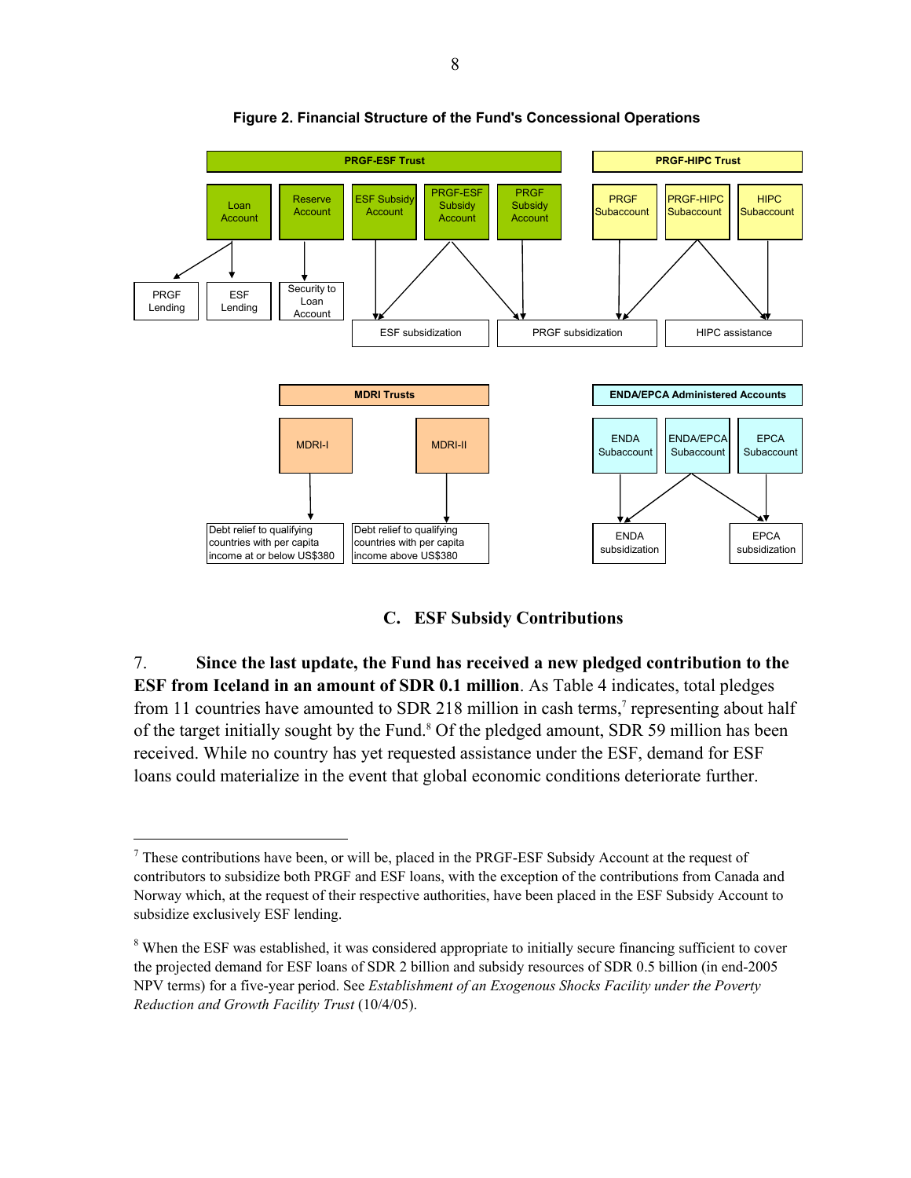**Figure 2. Financial Structure of the Fund's Concessional Operations**

**PRGF-ESF Trust**

- Loan Account → PRGF Lending; ESF Lending
- Reserve Account → Security to Loan Account
- ESF Subsidy Account → ESF subsidization
- PRGF-ESF Subsidy Account → ESF subsidization; PRGF subsidization
- PRGF Subsidy Account → PRGF subsidization

**PRGF-HIPC Trust**

- PRGF Subaccount → PRGF subsidization
- PRGF-HIPC Subaccount → PRGF subsidization; HIPC assistance
- HIPC Subaccount → HIPC assistance

**MDRI Trusts**

- MDRI-I → Debt relief to qualifying countries with per capita income at or below US$380
- MDRI-II → Debt relief to qualifying countries with per capita income above US$380

**ENDA/EPCA Administered Accounts**

- ENDA Subaccount → ENDA subsidization
- ENDA/EPCA Subaccount → ENDA subsidization; EPCA subsidization
- EPCA Subaccount → EPCA subsidization

## C. ESF Subsidy Contributions

7. **Since the last update, the Fund has received a new pledged contribution to the ESF from Iceland in an amount of SDR 0.1 million**. As Table 4 indicates, total pledges from 11 countries have amounted to SDR 218 million in cash terms,[7] representing about half of the target initially sought by the Fund.[8] Of the pledged amount, SDR 59 million has been received. While no country has yet requested assistance under the ESF, demand for ESF loans could materialize in the event that global economic conditions deteriorate further.

---

[7] These contributions have been, or will be, placed in the PRGF-ESF Subsidy Account at the request of contributors to subsidize both PRGF and ESF loans, with the exception of the contributions from Canada and Norway which, at the request of their respective authorities, have been placed in the ESF Subsidy Account to subsidize exclusively ESF lending.

[8] When the ESF was established, it was considered appropriate to initially secure financing sufficient to cover the projected demand for ESF loans of SDR 2 billion and subsidy resources of SDR 0.5 billion (in end-2005 NPV terms) for a five-year period. See *Establishment of an Exogenous Shocks Facility under the Poverty Reduction and Growth Facility Trust* (10/4/05).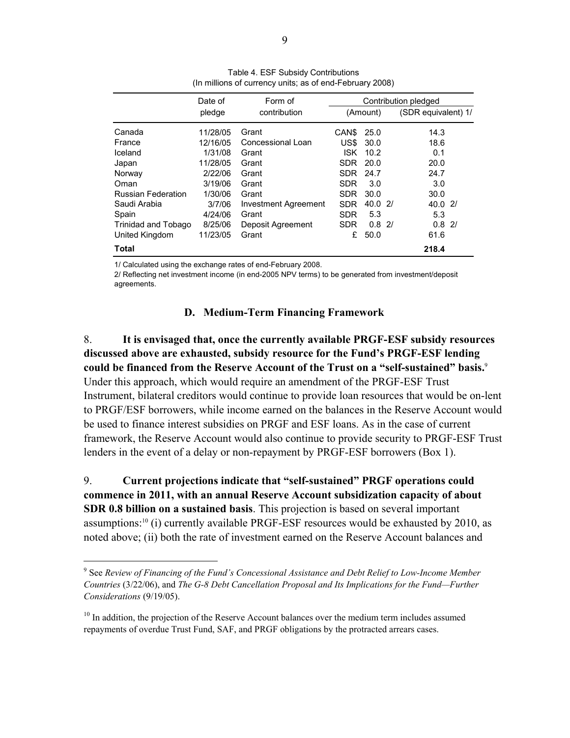Table 4. ESF Subsidy Contributions
(In millions of currency units; as of end-February 2008)

| | Date of pledge | Form of contribution | Contribution pledged | | |
|---|---|---|---|---|---|
| | | | (Amount) | | (SDR equivalent) 1/ |
| Canada | 11/28/05 | Grant | CAN$ | 25.0 | 14.3 |
| France | 12/16/05 | Concessional Loan | US$ | 30.0 | 18.6 |
| Iceland | 1/31/08 | Grant | ISK | 10.2 | 0.1 |
| Japan | 11/28/05 | Grant | SDR | 20.0 | 20.0 |
| Norway | 2/22/06 | Grant | SDR | 24.7 | 24.7 |
| Oman | 3/19/06 | Grant | SDR | 3.0 | 3.0 |
| Russian Federation | 1/30/06 | Grant | SDR | 30.0 | 30.0 |
| Saudi Arabia | 3/7/06 | Investment Agreement | SDR | 40.0 2/ | 40.0 2/ |
| Spain | 4/24/06 | Grant | SDR | 5.3 | 5.3 |
| Trinidad and Tobago | 8/25/06 | Deposit Agreement | SDR | 0.8 2/ | 0.8 2/ |
| United Kingdom | 11/23/05 | Grant | £ | 50.0 | 61.6 |
| **Total** | | | | | **218.4** |

1/ Calculated using the exchange rates of end-February 2008.
2/ Reflecting net investment income (in end-2005 NPV terms) to be generated from investment/deposit agreements.

### D. Medium-Term Financing Framework

8. **It is envisaged that, once the currently available PRGF-ESF subsidy resources discussed above are exhausted, subsidy resource for the Fund's PRGF-ESF lending could be financed from the Reserve Account of the Trust on a "self-sustained" basis.**[9] Under this approach, which would require an amendment of the PRGF-ESF Trust Instrument, bilateral creditors would continue to provide loan resources that would be on-lent to PRGF/ESF borrowers, while income earned on the balances in the Reserve Account would be used to finance interest subsidies on PRGF and ESF loans. As in the case of current framework, the Reserve Account would also continue to provide security to PRGF-ESF Trust lenders in the event of a delay or non-repayment by PRGF-ESF borrowers (Box 1).

9. **Current projections indicate that "self-sustained" PRGF operations could commence in 2011, with an annual Reserve Account subsidization capacity of about SDR 0.8 billion on a sustained basis**. This projection is based on several important assumptions:[10] (i) currently available PRGF-ESF resources would be exhausted by 2010, as noted above; (ii) both the rate of investment earned on the Reserve Account balances and

[9] See *Review of Financing of the Fund's Concessional Assistance and Debt Relief to Low-Income Member Countries* (3/22/06), and *The G-8 Debt Cancellation Proposal and Its Implications for the Fund—Further Considerations* (9/19/05).

[10] In addition, the projection of the Reserve Account balances over the medium term includes assumed repayments of overdue Trust Fund, SAF, and PRGF obligations by the protracted arrears cases.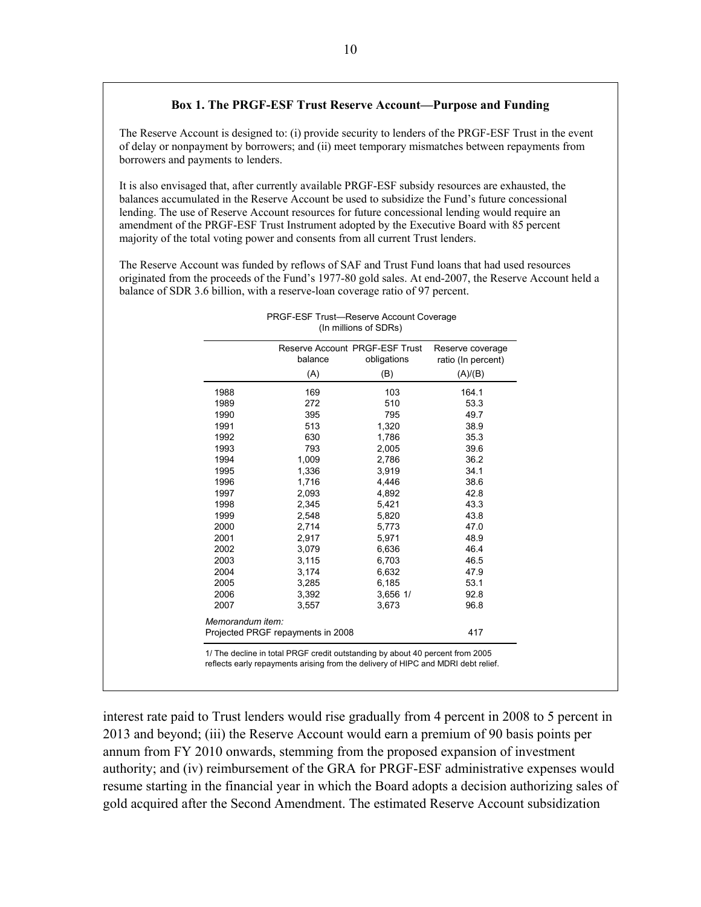**Box 1. The PRGF-ESF Trust Reserve Account—Purpose and Funding**

The Reserve Account is designed to: (i) provide security to lenders of the PRGF-ESF Trust in the event of delay or nonpayment by borrowers; and (ii) meet temporary mismatches between repayments from borrowers and payments to lenders.

It is also envisaged that, after currently available PRGF-ESF subsidy resources are exhausted, the balances accumulated in the Reserve Account be used to subsidize the Fund's future concessional lending. The use of Reserve Account resources for future concessional lending would require an amendment of the PRGF-ESF Trust Instrument adopted by the Executive Board with 85 percent majority of the total voting power and consents from all current Trust lenders.

The Reserve Account was funded by reflows of SAF and Trust Fund loans that had used resources originated from the proceeds of the Fund's 1977-80 gold sales. At end-2007, the Reserve Account held a balance of SDR 3.6 billion, with a reserve-loan coverage ratio of 97 percent.

PRGF-ESF Trust—Reserve Account Coverage
(In millions of SDRs)

| | Reserve Account balance (A) | PRGF-ESF Trust obligations (B) | Reserve coverage ratio (In percent) (A)/(B) |
|---|---|---|---|
| 1988 | 169 | 103 | 164.1 |
| 1989 | 272 | 510 | 53.3 |
| 1990 | 395 | 795 | 49.7 |
| 1991 | 513 | 1,320 | 38.9 |
| 1992 | 630 | 1,786 | 35.3 |
| 1993 | 793 | 2,005 | 39.6 |
| 1994 | 1,009 | 2,786 | 36.2 |
| 1995 | 1,336 | 3,919 | 34.1 |
| 1996 | 1,716 | 4,446 | 38.6 |
| 1997 | 2,093 | 4,892 | 42.8 |
| 1998 | 2,345 | 5,421 | 43.3 |
| 1999 | 2,548 | 5,820 | 43.8 |
| 2000 | 2,714 | 5,773 | 47.0 |
| 2001 | 2,917 | 5,971 | 48.9 |
| 2002 | 3,079 | 6,636 | 46.4 |
| 2003 | 3,115 | 6,703 | 46.5 |
| 2004 | 3,174 | 6,632 | 47.9 |
| 2005 | 3,285 | 6,185 | 53.1 |
| 2006 | 3,392 | 3,656 1/ | 92.8 |
| 2007 | 3,557 | 3,673 | 96.8 |
| *Memorandum item:* | | | |
| Projected PRGF repayments in 2008 | | | 417 |

1/ The decline in total PRGF credit outstanding by about 40 percent from 2005 reflects early repayments arising from the delivery of HIPC and MDRI debt relief.

interest rate paid to Trust lenders would rise gradually from 4 percent in 2008 to 5 percent in 2013 and beyond; (iii) the Reserve Account would earn a premium of 90 basis points per annum from FY 2010 onwards, stemming from the proposed expansion of investment authority; and (iv) reimbursement of the GRA for PRGF-ESF administrative expenses would resume starting in the financial year in which the Board adopts a decision authorizing sales of gold acquired after the Second Amendment. The estimated Reserve Account subsidization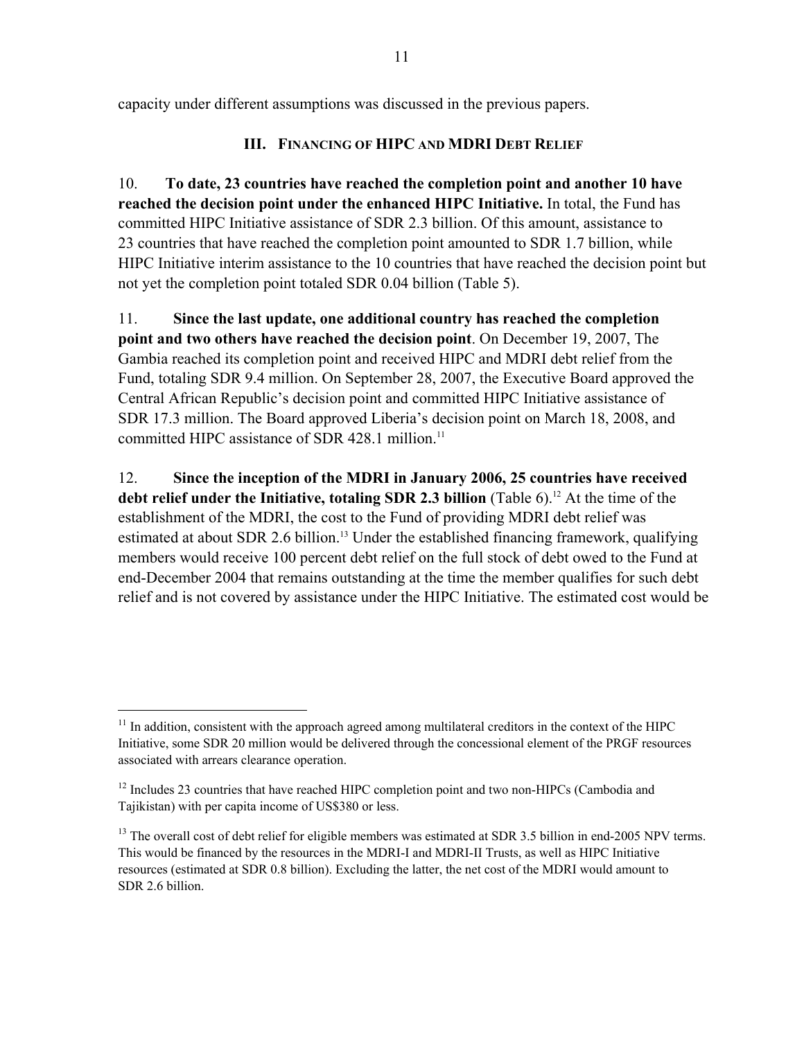capacity under different assumptions was discussed in the previous papers.

## III. Financing of HIPC and MDRI Debt Relief

10. **To date, 23 countries have reached the completion point and another 10 have reached the decision point under the enhanced HIPC Initiative.** In total, the Fund has committed HIPC Initiative assistance of SDR 2.3 billion. Of this amount, assistance to 23 countries that have reached the completion point amounted to SDR 1.7 billion, while HIPC Initiative interim assistance to the 10 countries that have reached the decision point but not yet the completion point totaled SDR 0.04 billion (Table 5).

11. **Since the last update, one additional country has reached the completion point and two others have reached the decision point**. On December 19, 2007, The Gambia reached its completion point and received HIPC and MDRI debt relief from the Fund, totaling SDR 9.4 million. On September 28, 2007, the Executive Board approved the Central African Republic's decision point and committed HIPC Initiative assistance of SDR 17.3 million. The Board approved Liberia's decision point on March 18, 2008, and committed HIPC assistance of SDR 428.1 million.[11]

12. **Since the inception of the MDRI in January 2006, 25 countries have received debt relief under the Initiative, totaling SDR 2.3 billion** (Table 6).[12] At the time of the establishment of the MDRI, the cost to the Fund of providing MDRI debt relief was estimated at about SDR 2.6 billion.[13] Under the established financing framework, qualifying members would receive 100 percent debt relief on the full stock of debt owed to the Fund at end-December 2004 that remains outstanding at the time the member qualifies for such debt relief and is not covered by assistance under the HIPC Initiative. The estimated cost would be

---

[11] In addition, consistent with the approach agreed among multilateral creditors in the context of the HIPC Initiative, some SDR 20 million would be delivered through the concessional element of the PRGF resources associated with arrears clearance operation.

[12] Includes 23 countries that have reached HIPC completion point and two non-HIPCs (Cambodia and Tajikistan) with per capita income of US$380 or less.

[13] The overall cost of debt relief for eligible members was estimated at SDR 3.5 billion in end-2005 NPV terms. This would be financed by the resources in the MDRI-I and MDRI-II Trusts, as well as HIPC Initiative resources (estimated at SDR 0.8 billion). Excluding the latter, the net cost of the MDRI would amount to SDR 2.6 billion.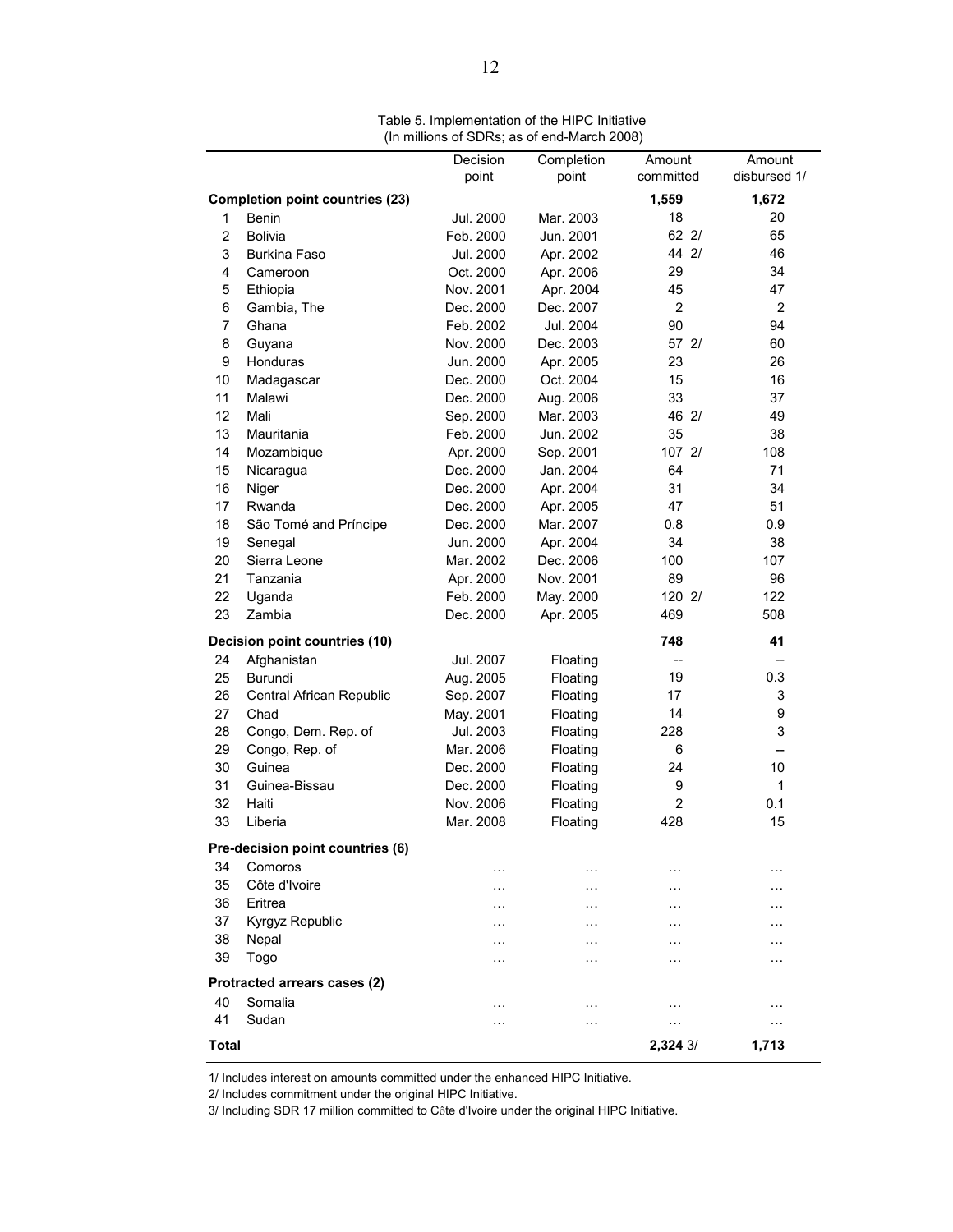Table 5. Implementation of the HIPC Initiative
(In millions of SDRs; as of end-March 2008)

| | | Decision point | Completion point | Amount committed | Amount disbursed 1/ |
|---|---|---|---|---|---|
| **Completion point countries (23)** | | | | **1,559** | **1,672** |
| 1 | Benin | Jul. 2000 | Mar. 2003 | 18 | 20 |
| 2 | Bolivia | Feb. 2000 | Jun. 2001 | 62 2/ | 65 |
| 3 | Burkina Faso | Jul. 2000 | Apr. 2002 | 44 2/ | 46 |
| 4 | Cameroon | Oct. 2000 | Apr. 2006 | 29 | 34 |
| 5 | Ethiopia | Nov. 2001 | Apr. 2004 | 45 | 47 |
| 6 | Gambia, The | Dec. 2000 | Dec. 2007 | 2 | 2 |
| 7 | Ghana | Feb. 2002 | Jul. 2004 | 90 | 94 |
| 8 | Guyana | Nov. 2000 | Dec. 2003 | 57 2/ | 60 |
| 9 | Honduras | Jun. 2000 | Apr. 2005 | 23 | 26 |
| 10 | Madagascar | Dec. 2000 | Oct. 2004 | 15 | 16 |
| 11 | Malawi | Dec. 2000 | Aug. 2006 | 33 | 37 |
| 12 | Mali | Sep. 2000 | Mar. 2003 | 46 2/ | 49 |
| 13 | Mauritania | Feb. 2000 | Jun. 2002 | 35 | 38 |
| 14 | Mozambique | Apr. 2000 | Sep. 2001 | 107 2/ | 108 |
| 15 | Nicaragua | Dec. 2000 | Jan. 2004 | 64 | 71 |
| 16 | Niger | Dec. 2000 | Apr. 2004 | 31 | 34 |
| 17 | Rwanda | Dec. 2000 | Apr. 2005 | 47 | 51 |
| 18 | São Tomé and Príncipe | Dec. 2000 | Mar. 2007 | 0.8 | 0.9 |
| 19 | Senegal | Jun. 2000 | Apr. 2004 | 34 | 38 |
| 20 | Sierra Leone | Mar. 2002 | Dec. 2006 | 100 | 107 |
| 21 | Tanzania | Apr. 2000 | Nov. 2001 | 89 | 96 |
| 22 | Uganda | Feb. 2000 | May. 2000 | 120 2/ | 122 |
| 23 | Zambia | Dec. 2000 | Apr. 2005 | 469 | 508 |
| **Decision point countries (10)** | | | | **748** | **41** |
| 24 | Afghanistan | Jul. 2007 | Floating | -- | -- |
| 25 | Burundi | Aug. 2005 | Floating | 19 | 0.3 |
| 26 | Central African Republic | Sep. 2007 | Floating | 17 | 3 |
| 27 | Chad | May. 2001 | Floating | 14 | 9 |
| 28 | Congo, Dem. Rep. of | Jul. 2003 | Floating | 228 | 3 |
| 29 | Congo, Rep. of | Mar. 2006 | Floating | 6 | -- |
| 30 | Guinea | Dec. 2000 | Floating | 24 | 10 |
| 31 | Guinea-Bissau | Dec. 2000 | Floating | 9 | 1 |
| 32 | Haiti | Nov. 2006 | Floating | 2 | 0.1 |
| 33 | Liberia | Mar. 2008 | Floating | 428 | 15 |
| **Pre-decision point countries (6)** | | | | | |
| 34 | Comoros | … | … | … | … |
| 35 | Côte d'Ivoire | … | … | … | … |
| 36 | Eritrea | … | … | … | … |
| 37 | Kyrgyz Republic | … | … | … | … |
| 38 | Nepal | … | … | … | … |
| 39 | Togo | … | … | … | … |
| **Protracted arrears cases (2)** | | | | | |
| 40 | Somalia | … | … | … | … |
| 41 | Sudan | … | … | … | … |
| **Total** | | | | **2,324** 3/ | **1,713** |

1/ Includes interest on amounts committed under the enhanced HIPC Initiative.

2/ Includes commitment under the original HIPC Initiative.

3/ Including SDR 17 million committed to Côte d'Ivoire under the original HIPC Initiative.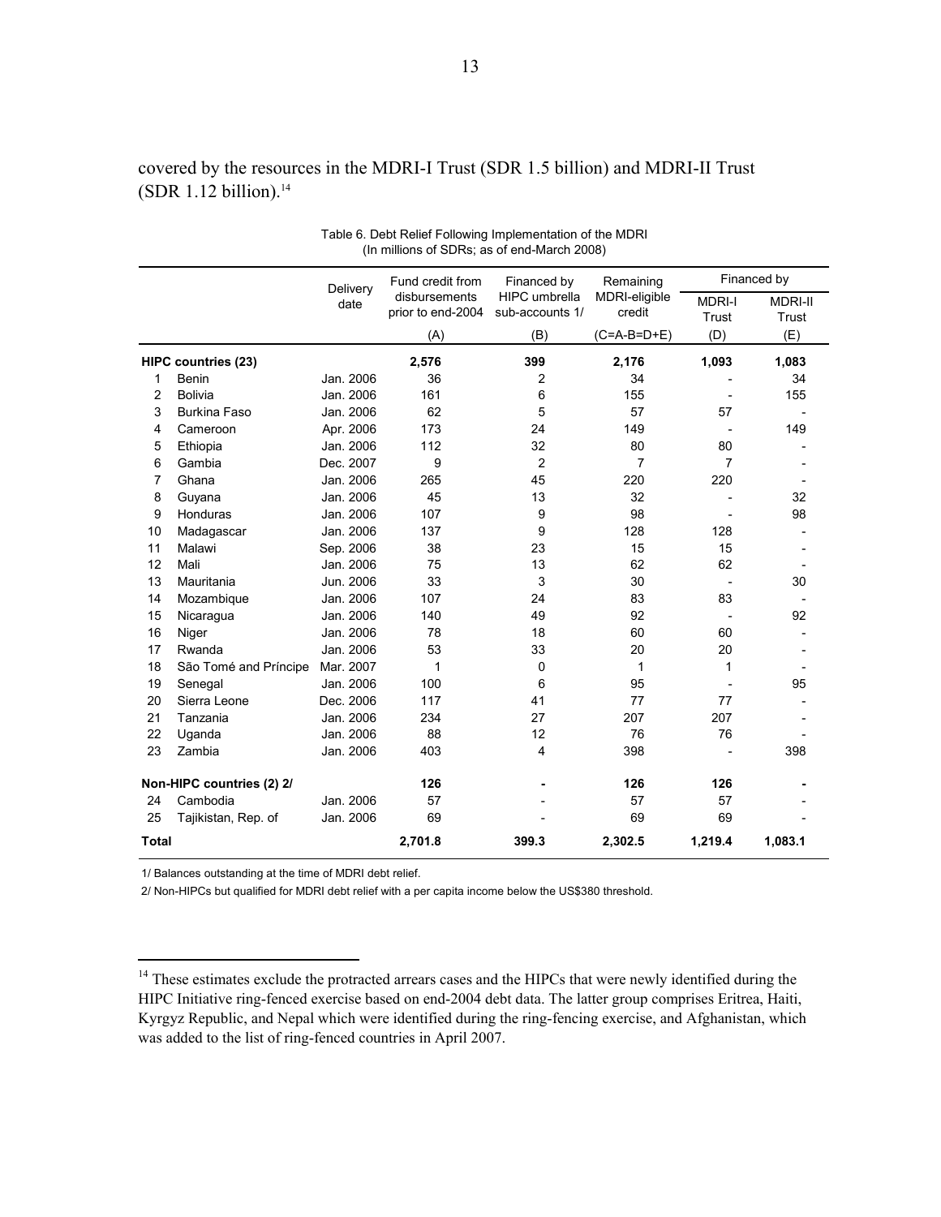covered by the resources in the MDRI-I Trust (SDR 1.5 billion) and MDRI-II Trust (SDR 1.12 billion).[14]

Table 6. Debt Relief Following Implementation of the MDRI
(In millions of SDRs; as of end-March 2008)

| | | Delivery date | Fund credit from disbursements prior to end-2004 | Financed by HIPC umbrella sub-accounts 1/ | Remaining MDRI-eligible credit | Financed by | |
|---|---|---|---|---|---|---|---|
| | | | | | | MDRI-I Trust | MDRI-II Trust |
| | | | (A) | (B) | (C=A-B=D+E) | (D) | (E) |
| **HIPC countries (23)** | | | **2,576** | **399** | **2,176** | **1,093** | **1,083** |
| 1 | Benin | Jan. 2006 | 36 | 2 | 34 | - | 34 |
| 2 | Bolivia | Jan. 2006 | 161 | 6 | 155 | - | 155 |
| 3 | Burkina Faso | Jan. 2006 | 62 | 5 | 57 | 57 | - |
| 4 | Cameroon | Apr. 2006 | 173 | 24 | 149 | - | 149 |
| 5 | Ethiopia | Jan. 2006 | 112 | 32 | 80 | 80 | - |
| 6 | Gambia | Dec. 2007 | 9 | 2 | 7 | 7 | - |
| 7 | Ghana | Jan. 2006 | 265 | 45 | 220 | 220 | - |
| 8 | Guyana | Jan. 2006 | 45 | 13 | 32 | - | 32 |
| 9 | Honduras | Jan. 2006 | 107 | 9 | 98 | - | 98 |
| 10 | Madagascar | Jan. 2006 | 137 | 9 | 128 | 128 | - |
| 11 | Malawi | Sep. 2006 | 38 | 23 | 15 | 15 | - |
| 12 | Mali | Jan. 2006 | 75 | 13 | 62 | 62 | - |
| 13 | Mauritania | Jun. 2006 | 33 | 3 | 30 | - | 30 |
| 14 | Mozambique | Jan. 2006 | 107 | 24 | 83 | 83 | - |
| 15 | Nicaragua | Jan. 2006 | 140 | 49 | 92 | - | 92 |
| 16 | Niger | Jan. 2006 | 78 | 18 | 60 | 60 | - |
| 17 | Rwanda | Jan. 2006 | 53 | 33 | 20 | 20 | - |
| 18 | São Tomé and Príncipe | Mar. 2007 | 1 | 0 | 1 | 1 | - |
| 19 | Senegal | Jan. 2006 | 100 | 6 | 95 | - | 95 |
| 20 | Sierra Leone | Dec. 2006 | 117 | 41 | 77 | 77 | - |
| 21 | Tanzania | Jan. 2006 | 234 | 27 | 207 | 207 | - |
| 22 | Uganda | Jan. 2006 | 88 | 12 | 76 | 76 | - |
| 23 | Zambia | Jan. 2006 | 403 | 4 | 398 | - | 398 |
| **Non-HIPC countries (2) 2/** | | | **126** | **-** | **126** | **126** | **-** |
| 24 | Cambodia | Jan. 2006 | 57 | - | 57 | 57 | - |
| 25 | Tajikistan, Rep. of | Jan. 2006 | 69 | - | 69 | 69 | - |
| **Total** | | | **2,701.8** | **399.3** | **2,302.5** | **1,219.4** | **1,083.1** |

1/ Balances outstanding at the time of MDRI debt relief.

2/ Non-HIPCs but qualified for MDRI debt relief with a per capita income below the US$380 threshold.

[14] These estimates exclude the protracted arrears cases and the HIPCs that were newly identified during the HIPC Initiative ring-fenced exercise based on end-2004 debt data. The latter group comprises Eritrea, Haiti, Kyrgyz Republic, and Nepal which were identified during the ring-fencing exercise, and Afghanistan, which was added to the list of ring-fenced countries in April 2007.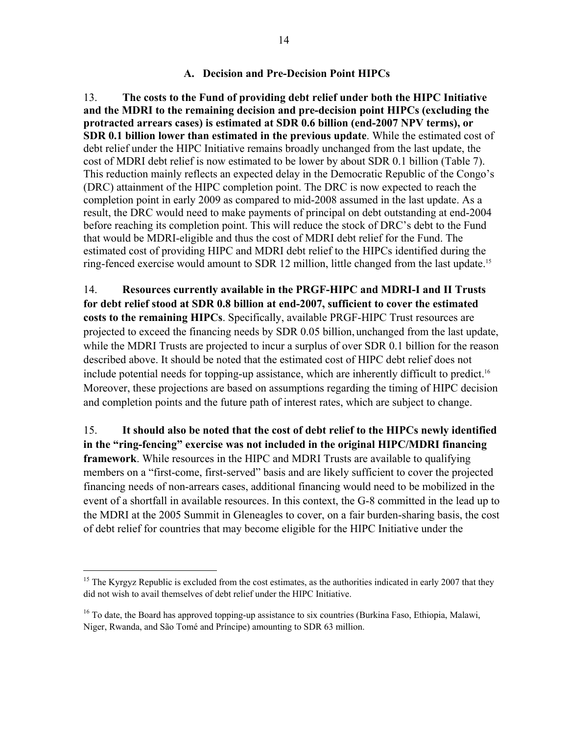### A. Decision and Pre-Decision Point HIPCs

13. **The costs to the Fund of providing debt relief under both the HIPC Initiative and the MDRI to the remaining decision and pre-decision point HIPCs (excluding the protracted arrears cases) is estimated at SDR 0.6 billion (end-2007 NPV terms), or SDR 0.1 billion lower than estimated in the previous update**. While the estimated cost of debt relief under the HIPC Initiative remains broadly unchanged from the last update, the cost of MDRI debt relief is now estimated to be lower by about SDR 0.1 billion (Table 7). This reduction mainly reflects an expected delay in the Democratic Republic of the Congo's (DRC) attainment of the HIPC completion point. The DRC is now expected to reach the completion point in early 2009 as compared to mid-2008 assumed in the last update. As a result, the DRC would need to make payments of principal on debt outstanding at end-2004 before reaching its completion point. This will reduce the stock of DRC's debt to the Fund that would be MDRI-eligible and thus the cost of MDRI debt relief for the Fund. The estimated cost of providing HIPC and MDRI debt relief to the HIPCs identified during the ring-fenced exercise would amount to SDR 12 million, little changed from the last update.[15]

14. **Resources currently available in the PRGF-HIPC and MDRI-I and II Trusts for debt relief stood at SDR 0.8 billion at end-2007, sufficient to cover the estimated costs to the remaining HIPCs**. Specifically, available PRGF-HIPC Trust resources are projected to exceed the financing needs by SDR 0.05 billion, unchanged from the last update, while the MDRI Trusts are projected to incur a surplus of over SDR 0.1 billion for the reason described above. It should be noted that the estimated cost of HIPC debt relief does not include potential needs for topping-up assistance, which are inherently difficult to predict.[16] Moreover, these projections are based on assumptions regarding the timing of HIPC decision and completion points and the future path of interest rates, which are subject to change.

15. **It should also be noted that the cost of debt relief to the HIPCs newly identified in the "ring-fencing" exercise was not included in the original HIPC/MDRI financing framework**. While resources in the HIPC and MDRI Trusts are available to qualifying members on a "first-come, first-served" basis and are likely sufficient to cover the projected financing needs of non-arrears cases, additional financing would need to be mobilized in the event of a shortfall in available resources. In this context, the G-8 committed in the lead up to the MDRI at the 2005 Summit in Gleneagles to cover, on a fair burden-sharing basis, the cost of debt relief for countries that may become eligible for the HIPC Initiative under the

---

[15] The Kyrgyz Republic is excluded from the cost estimates, as the authorities indicated in early 2007 that they did not wish to avail themselves of debt relief under the HIPC Initiative.

[16] To date, the Board has approved topping-up assistance to six countries (Burkina Faso, Ethiopia, Malawi, Niger, Rwanda, and São Tomé and Príncipe) amounting to SDR 63 million.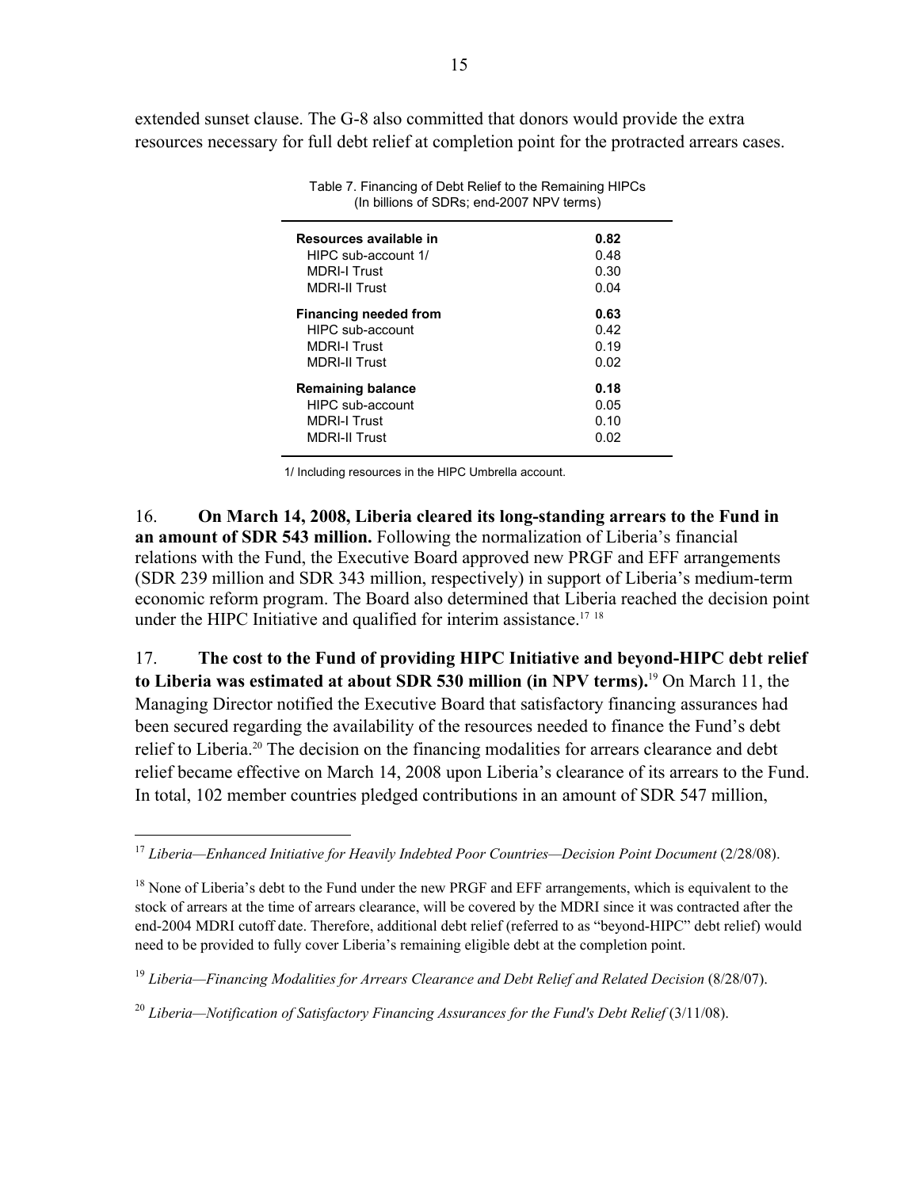extended sunset clause. The G-8 also committed that donors would provide the extra resources necessary for full debt relief at completion point for the protracted arrears cases.

Table 7. Financing of Debt Relief to the Remaining HIPCs
(In billions of SDRs; end-2007 NPV terms)

| | |
|---|---|
| **Resources available in** | **0.82** |
| HIPC sub-account 1/ | 0.48 |
| MDRI-I Trust | 0.30 |
| MDRI-II Trust | 0.04 |
| **Financing needed from** | **0.63** |
| HIPC sub-account | 0.42 |
| MDRI-I Trust | 0.19 |
| MDRI-II Trust | 0.02 |
| **Remaining balance** | **0.18** |
| HIPC sub-account | 0.05 |
| MDRI-I Trust | 0.10 |
| MDRI-II Trust | 0.02 |

1/ Including resources in the HIPC Umbrella account.

16. **On March 14, 2008, Liberia cleared its long-standing arrears to the Fund in an amount of SDR 543 million.** Following the normalization of Liberia's financial relations with the Fund, the Executive Board approved new PRGF and EFF arrangements (SDR 239 million and SDR 343 million, respectively) in support of Liberia's medium-term economic reform program. The Board also determined that Liberia reached the decision point under the HIPC Initiative and qualified for interim assistance.[17] [18]

17. **The cost to the Fund of providing HIPC Initiative and beyond-HIPC debt relief to Liberia was estimated at about SDR 530 million (in NPV terms).**[19] On March 11, the Managing Director notified the Executive Board that satisfactory financing assurances had been secured regarding the availability of the resources needed to finance the Fund's debt relief to Liberia.[20] The decision on the financing modalities for arrears clearance and debt relief became effective on March 14, 2008 upon Liberia's clearance of its arrears to the Fund. In total, 102 member countries pledged contributions in an amount of SDR 547 million,

[17] *Liberia—Enhanced Initiative for Heavily Indebted Poor Countries—Decision Point Document* (2/28/08).

[18] None of Liberia's debt to the Fund under the new PRGF and EFF arrangements, which is equivalent to the stock of arrears at the time of arrears clearance, will be covered by the MDRI since it was contracted after the end-2004 MDRI cutoff date. Therefore, additional debt relief (referred to as "beyond-HIPC" debt relief) would need to be provided to fully cover Liberia's remaining eligible debt at the completion point.

[19] *Liberia—Financing Modalities for Arrears Clearance and Debt Relief and Related Decision* (8/28/07).

[20] *Liberia—Notification of Satisfactory Financing Assurances for the Fund's Debt Relief* (3/11/08).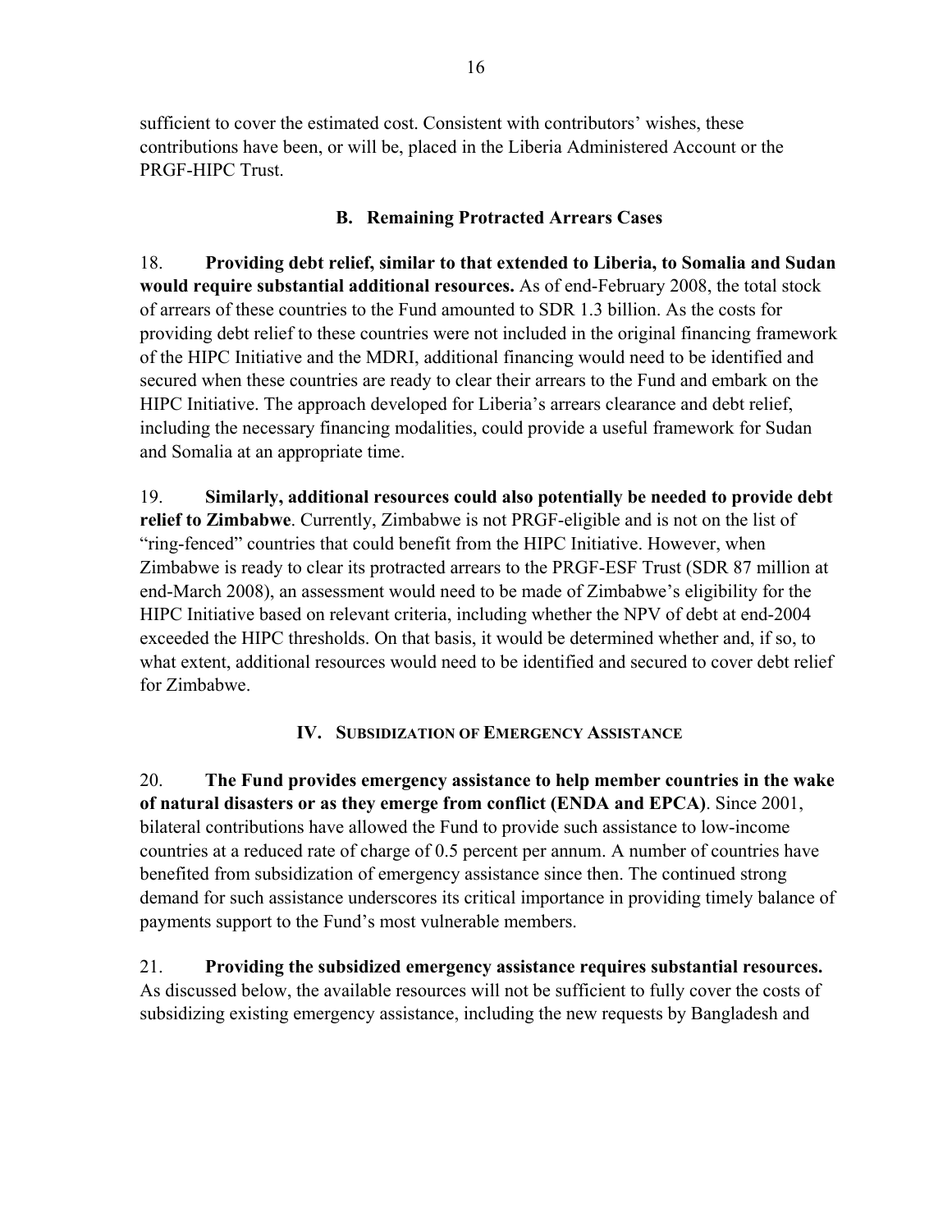sufficient to cover the estimated cost. Consistent with contributors' wishes, these contributions have been, or will be, placed in the Liberia Administered Account or the PRGF-HIPC Trust.

### B. Remaining Protracted Arrears Cases

18. **Providing debt relief, similar to that extended to Liberia, to Somalia and Sudan would require substantial additional resources.** As of end-February 2008, the total stock of arrears of these countries to the Fund amounted to SDR 1.3 billion. As the costs for providing debt relief to these countries were not included in the original financing framework of the HIPC Initiative and the MDRI, additional financing would need to be identified and secured when these countries are ready to clear their arrears to the Fund and embark on the HIPC Initiative. The approach developed for Liberia's arrears clearance and debt relief, including the necessary financing modalities, could provide a useful framework for Sudan and Somalia at an appropriate time.

19. **Similarly, additional resources could also potentially be needed to provide debt relief to Zimbabwe**. Currently, Zimbabwe is not PRGF-eligible and is not on the list of "ring-fenced" countries that could benefit from the HIPC Initiative. However, when Zimbabwe is ready to clear its protracted arrears to the PRGF-ESF Trust (SDR 87 million at end-March 2008), an assessment would need to be made of Zimbabwe's eligibility for the HIPC Initiative based on relevant criteria, including whether the NPV of debt at end-2004 exceeded the HIPC thresholds. On that basis, it would be determined whether and, if so, to what extent, additional resources would need to be identified and secured to cover debt relief for Zimbabwe.

## IV. Subsidization of Emergency Assistance

20. **The Fund provides emergency assistance to help member countries in the wake of natural disasters or as they emerge from conflict (ENDA and EPCA)**. Since 2001, bilateral contributions have allowed the Fund to provide such assistance to low-income countries at a reduced rate of charge of 0.5 percent per annum. A number of countries have benefited from subsidization of emergency assistance since then. The continued strong demand for such assistance underscores its critical importance in providing timely balance of payments support to the Fund's most vulnerable members.

21. **Providing the subsidized emergency assistance requires substantial resources.** As discussed below, the available resources will not be sufficient to fully cover the costs of subsidizing existing emergency assistance, including the new requests by Bangladesh and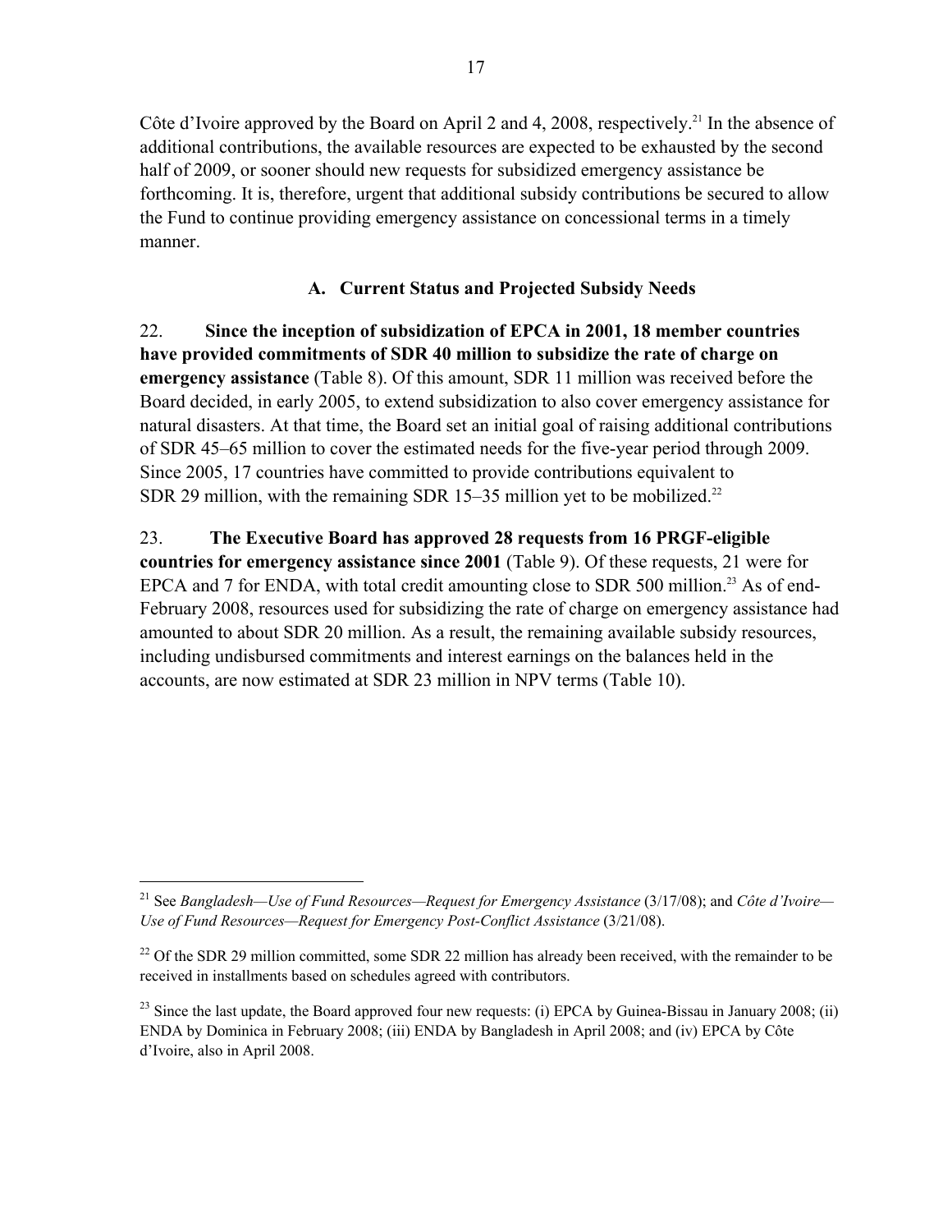Côte d'Ivoire approved by the Board on April 2 and 4, 2008, respectively.[21] In the absence of additional contributions, the available resources are expected to be exhausted by the second half of 2009, or sooner should new requests for subsidized emergency assistance be forthcoming. It is, therefore, urgent that additional subsidy contributions be secured to allow the Fund to continue providing emergency assistance on concessional terms in a timely manner.

### A. Current Status and Projected Subsidy Needs

22. **Since the inception of subsidization of EPCA in 2001, 18 member countries have provided commitments of SDR 40 million to subsidize the rate of charge on emergency assistance** (Table 8). Of this amount, SDR 11 million was received before the Board decided, in early 2005, to extend subsidization to also cover emergency assistance for natural disasters. At that time, the Board set an initial goal of raising additional contributions of SDR 45–65 million to cover the estimated needs for the five-year period through 2009. Since 2005, 17 countries have committed to provide contributions equivalent to SDR 29 million, with the remaining SDR 15–35 million yet to be mobilized.[22]

23. **The Executive Board has approved 28 requests from 16 PRGF-eligible countries for emergency assistance since 2001** (Table 9). Of these requests, 21 were for EPCA and 7 for ENDA, with total credit amounting close to SDR 500 million.[23] As of end-February 2008, resources used for subsidizing the rate of charge on emergency assistance had amounted to about SDR 20 million. As a result, the remaining available subsidy resources, including undisbursed commitments and interest earnings on the balances held in the accounts, are now estimated at SDR 23 million in NPV terms (Table 10).

---

[21] See *Bangladesh—Use of Fund Resources—Request for Emergency Assistance* (3/17/08); and *Côte d'Ivoire—Use of Fund Resources—Request for Emergency Post-Conflict Assistance* (3/21/08).

[22] Of the SDR 29 million committed, some SDR 22 million has already been received, with the remainder to be received in installments based on schedules agreed with contributors.

[23] Since the last update, the Board approved four new requests: (i) EPCA by Guinea-Bissau in January 2008; (ii) ENDA by Dominica in February 2008; (iii) ENDA by Bangladesh in April 2008; and (iv) EPCA by Côte d'Ivoire, also in April 2008.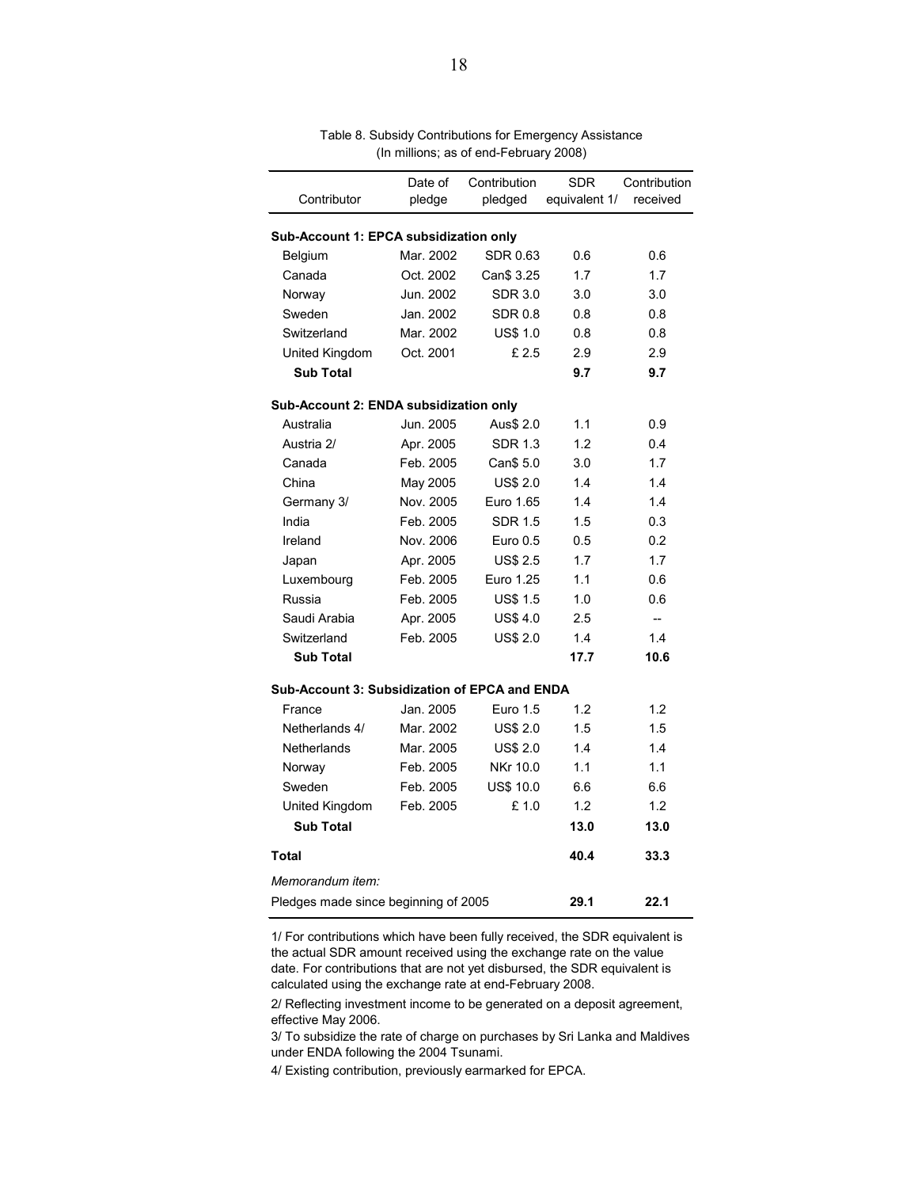Table 8. Subsidy Contributions for Emergency Assistance
(In millions; as of end-February 2008)

| Contributor | Date of pledge | Contribution pledged | SDR equivalent 1/ | Contribution received |
|---|---|---|---|---|
| **Sub-Account 1: EPCA subsidization only** | | | | |
| Belgium | Mar. 2002 | SDR 0.63 | 0.6 | 0.6 |
| Canada | Oct. 2002 | Can$ 3.25 | 1.7 | 1.7 |
| Norway | Jun. 2002 | SDR 3.0 | 3.0 | 3.0 |
| Sweden | Jan. 2002 | SDR 0.8 | 0.8 | 0.8 |
| Switzerland | Mar. 2002 | US$ 1.0 | 0.8 | 0.8 |
| United Kingdom | Oct. 2001 | £ 2.5 | 2.9 | 2.9 |
| **Sub Total** | | | **9.7** | **9.7** |
| **Sub-Account 2: ENDA subsidization only** | | | | |
| Australia | Jun. 2005 | Aus$ 2.0 | 1.1 | 0.9 |
| Austria 2/ | Apr. 2005 | SDR 1.3 | 1.2 | 0.4 |
| Canada | Feb. 2005 | Can$ 5.0 | 3.0 | 1.7 |
| China | May 2005 | US$ 2.0 | 1.4 | 1.4 |
| Germany 3/ | Nov. 2005 | Euro 1.65 | 1.4 | 1.4 |
| India | Feb. 2005 | SDR 1.5 | 1.5 | 0.3 |
| Ireland | Nov. 2006 | Euro 0.5 | 0.5 | 0.2 |
| Japan | Apr. 2005 | US$ 2.5 | 1.7 | 1.7 |
| Luxembourg | Feb. 2005 | Euro 1.25 | 1.1 | 0.6 |
| Russia | Feb. 2005 | US$ 1.5 | 1.0 | 0.6 |
| Saudi Arabia | Apr. 2005 | US$ 4.0 | 2.5 | -- |
| Switzerland | Feb. 2005 | US$ 2.0 | 1.4 | 1.4 |
| **Sub Total** | | | **17.7** | **10.6** |
| **Sub-Account 3: Subsidization of EPCA and ENDA** | | | | |
| France | Jan. 2005 | Euro 1.5 | 1.2 | 1.2 |
| Netherlands 4/ | Mar. 2002 | US$ 2.0 | 1.5 | 1.5 |
| Netherlands | Mar. 2005 | US$ 2.0 | 1.4 | 1.4 |
| Norway | Feb. 2005 | NKr 10.0 | 1.1 | 1.1 |
| Sweden | Feb. 2005 | US$ 10.0 | 6.6 | 6.6 |
| United Kingdom | Feb. 2005 | £ 1.0 | 1.2 | 1.2 |
| **Sub Total** | | | **13.0** | **13.0** |
| **Total** | | | **40.4** | **33.3** |
| *Memorandum item:* | | | | |
| Pledges made since beginning of 2005 | | | **29.1** | **22.1** |

1/ For contributions which have been fully received, the SDR equivalent is the actual SDR amount received using the exchange rate on the value date. For contributions that are not yet disbursed, the SDR equivalent is calculated using the exchange rate at end-February 2008.

2/ Reflecting investment income to be generated on a deposit agreement, effective May 2006.

3/ To subsidize the rate of charge on purchases by Sri Lanka and Maldives under ENDA following the 2004 Tsunami.

4/ Existing contribution, previously earmarked for EPCA.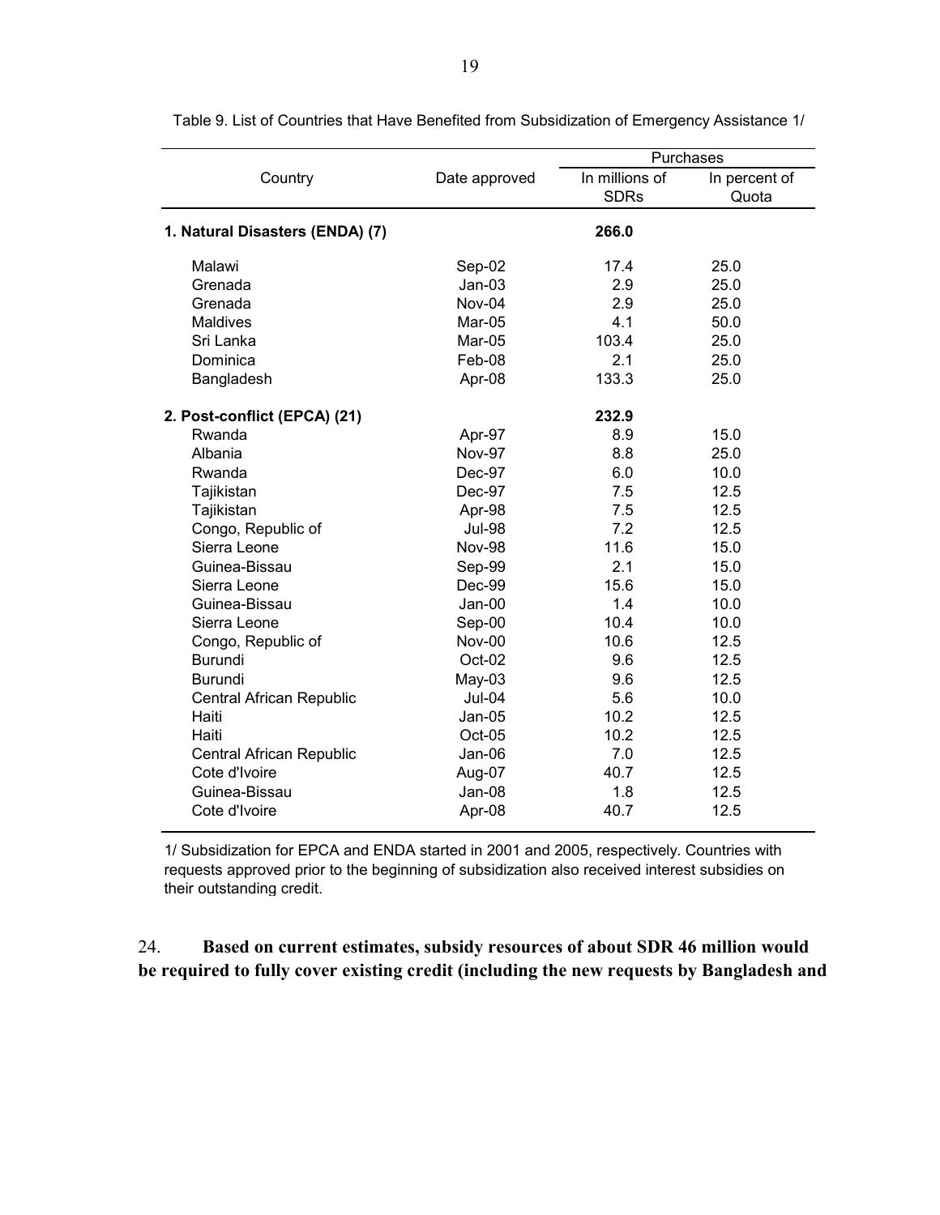Table 9. List of Countries that Have Benefited from Subsidization of Emergency Assistance 1/

| Country | Date approved | Purchases | |
|---|---|---|---|
| | | In millions of SDRs | In percent of Quota |
| **1. Natural Disasters (ENDA) (7)** | | **266.0** | |
| Malawi | Sep-02 | 17.4 | 25.0 |
| Grenada | Jan-03 | 2.9 | 25.0 |
| Grenada | Nov-04 | 2.9 | 25.0 |
| Maldives | Mar-05 | 4.1 | 50.0 |
| Sri Lanka | Mar-05 | 103.4 | 25.0 |
| Dominica | Feb-08 | 2.1 | 25.0 |
| Bangladesh | Apr-08 | 133.3 | 25.0 |
| **2. Post-conflict (EPCA) (21)** | | **232.9** | |
| Rwanda | Apr-97 | 8.9 | 15.0 |
| Albania | Nov-97 | 8.8 | 25.0 |
| Rwanda | Dec-97 | 6.0 | 10.0 |
| Tajikistan | Dec-97 | 7.5 | 12.5 |
| Tajikistan | Apr-98 | 7.5 | 12.5 |
| Congo, Republic of | Jul-98 | 7.2 | 12.5 |
| Sierra Leone | Nov-98 | 11.6 | 15.0 |
| Guinea-Bissau | Sep-99 | 2.1 | 15.0 |
| Sierra Leone | Dec-99 | 15.6 | 15.0 |
| Guinea-Bissau | Jan-00 | 1.4 | 10.0 |
| Sierra Leone | Sep-00 | 10.4 | 10.0 |
| Congo, Republic of | Nov-00 | 10.6 | 12.5 |
| Burundi | Oct-02 | 9.6 | 12.5 |
| Burundi | May-03 | 9.6 | 12.5 |
| Central African Republic | Jul-04 | 5.6 | 10.0 |
| Haiti | Jan-05 | 10.2 | 12.5 |
| Haiti | Oct-05 | 10.2 | 12.5 |
| Central African Republic | Jan-06 | 7.0 | 12.5 |
| Cote d'Ivoire | Aug-07 | 40.7 | 12.5 |
| Guinea-Bissau | Jan-08 | 1.8 | 12.5 |
| Cote d'Ivoire | Apr-08 | 40.7 | 12.5 |

1/ Subsidization for EPCA and ENDA started in 2001 and 2005, respectively. Countries with requests approved prior to the beginning of subsidization also received interest subsidies on their outstanding credit.

24. **Based on current estimates, subsidy resources of about SDR 46 million would be required to fully cover existing credit (including the new requests by Bangladesh and**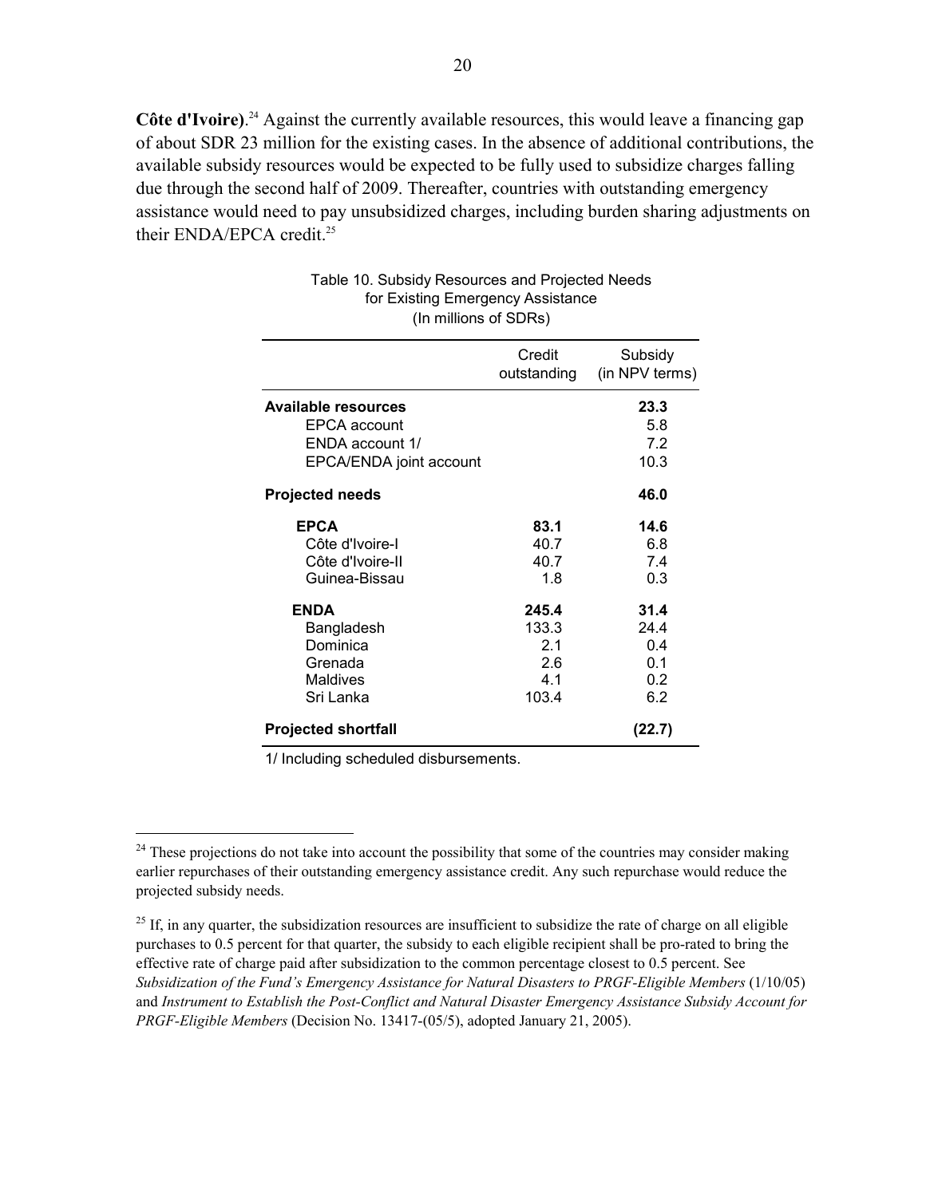**Côte d'Ivoire)**.[24] Against the currently available resources, this would leave a financing gap of about SDR 23 million for the existing cases. In the absence of additional contributions, the available subsidy resources would be expected to be fully used to subsidize charges falling due through the second half of 2009. Thereafter, countries with outstanding emergency assistance would need to pay unsubsidized charges, including burden sharing adjustments on their ENDA/EPCA credit.[25]

Table 10. Subsidy Resources and Projected Needs for Existing Emergency Assistance
(In millions of SDRs)

| | Credit outstanding | Subsidy (in NPV terms) |
|---|---|---|
| **Available resources** | | **23.3** |
| EPCA account | | 5.8 |
| ENDA account 1/ | | 7.2 |
| EPCA/ENDA joint account | | 10.3 |
| **Projected needs** | | **46.0** |
| **EPCA** | **83.1** | **14.6** |
| Côte d'Ivoire-I | 40.7 | 6.8 |
| Côte d'Ivoire-II | 40.7 | 7.4 |
| Guinea-Bissau | 1.8 | 0.3 |
| **ENDA** | **245.4** | **31.4** |
| Bangladesh | 133.3 | 24.4 |
| Dominica | 2.1 | 0.4 |
| Grenada | 2.6 | 0.1 |
| Maldives | 4.1 | 0.2 |
| Sri Lanka | 103.4 | 6.2 |
| **Projected shortfall** | | **(22.7)** |

1/ Including scheduled disbursements.

[24] These projections do not take into account the possibility that some of the countries may consider making earlier repurchases of their outstanding emergency assistance credit. Any such repurchase would reduce the projected subsidy needs.

[25] If, in any quarter, the subsidization resources are insufficient to subsidize the rate of charge on all eligible purchases to 0.5 percent for that quarter, the subsidy to each eligible recipient shall be pro-rated to bring the effective rate of charge paid after subsidization to the common percentage closest to 0.5 percent. See *Subsidization of the Fund's Emergency Assistance for Natural Disasters to PRGF-Eligible Members* (1/10/05) and *Instrument to Establish the Post-Conflict and Natural Disaster Emergency Assistance Subsidy Account for PRGF-Eligible Members* (Decision No. 13417-(05/5), adopted January 21, 2005).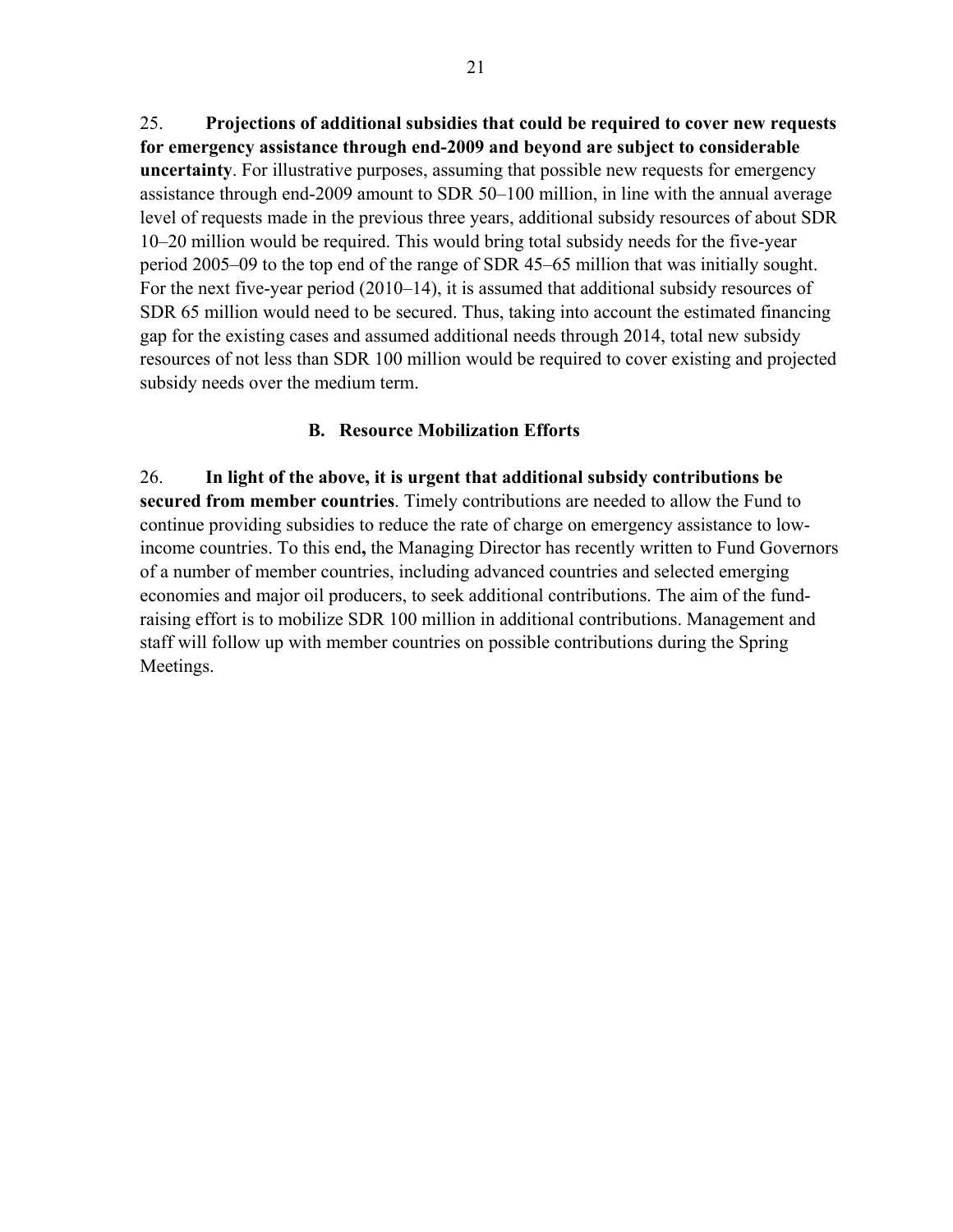25. **Projections of additional subsidies that could be required to cover new requests for emergency assistance through end-2009 and beyond are subject to considerable uncertainty**. For illustrative purposes, assuming that possible new requests for emergency assistance through end-2009 amount to SDR 50–100 million, in line with the annual average level of requests made in the previous three years, additional subsidy resources of about SDR 10–20 million would be required. This would bring total subsidy needs for the five-year period 2005–09 to the top end of the range of SDR 45–65 million that was initially sought. For the next five-year period (2010–14), it is assumed that additional subsidy resources of SDR 65 million would need to be secured. Thus, taking into account the estimated financing gap for the existing cases and assumed additional needs through 2014, total new subsidy resources of not less than SDR 100 million would be required to cover existing and projected subsidy needs over the medium term.

### B. Resource Mobilization Efforts

26. **In light of the above, it is urgent that additional subsidy contributions be secured from member countries**. Timely contributions are needed to allow the Fund to continue providing subsidies to reduce the rate of charge on emergency assistance to low-income countries. To this end**,** the Managing Director has recently written to Fund Governors of a number of member countries, including advanced countries and selected emerging economies and major oil producers, to seek additional contributions. The aim of the fund-raising effort is to mobilize SDR 100 million in additional contributions. Management and staff will follow up with member countries on possible contributions during the Spring Meetings.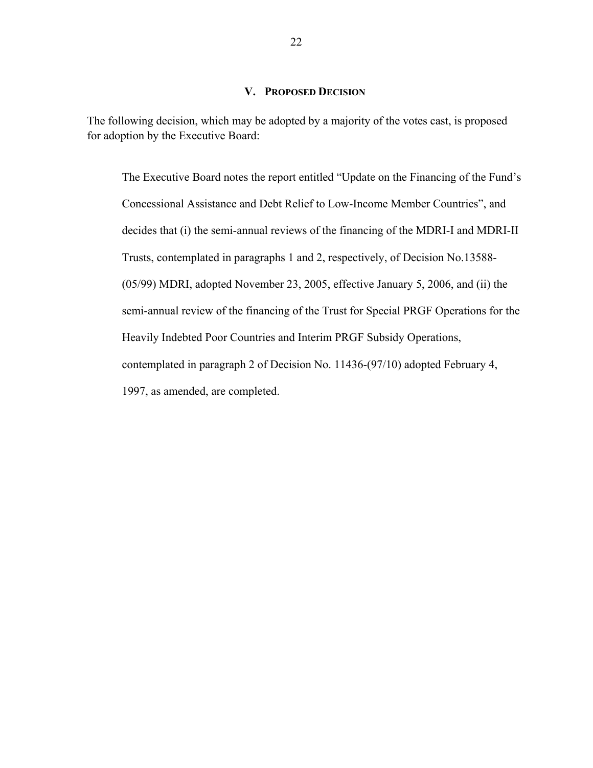## V. PROPOSED DECISION

The following decision, which may be adopted by a majority of the votes cast, is proposed for adoption by the Executive Board:

> The Executive Board notes the report entitled "Update on the Financing of the Fund's Concessional Assistance and Debt Relief to Low-Income Member Countries", and decides that (i) the semi-annual reviews of the financing of the MDRI-I and MDRI-II Trusts, contemplated in paragraphs 1 and 2, respectively, of Decision No.13588-(05/99) MDRI, adopted November 23, 2005, effective January 5, 2006, and (ii) the semi-annual review of the financing of the Trust for Special PRGF Operations for the Heavily Indebted Poor Countries and Interim PRGF Subsidy Operations, contemplated in paragraph 2 of Decision No. 11436-(97/10) adopted February 4, 1997, as amended, are completed.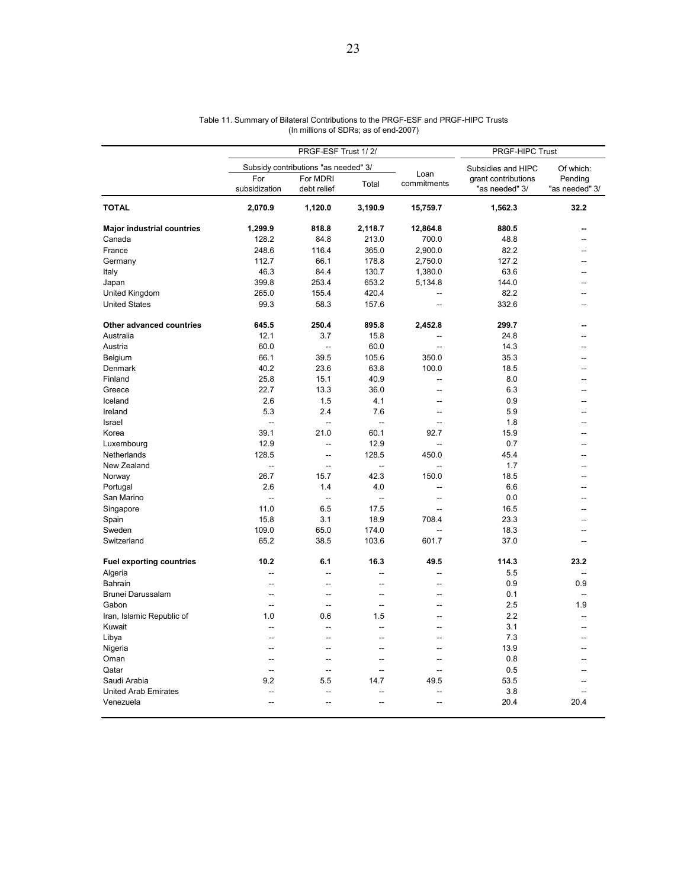Table 11. Summary of Bilateral Contributions to the PRGF-ESF and PRGF-HIPC Trusts
(In millions of SDRs; as of end-2007)

| | PRGF-ESF Trust 1/ 2/ | | | | PRGF-HIPC Trust | |
|---|---|---|---|---|---|---|
| | Subsidy contributions "as needed" 3/ | | | Loan commitments | Subsidies and HIPC grant contributions "as needed" 3/ | Of which: Pending "as needed" 3/ |
| | For subsidization | For MDRI debt relief | Total | | | |
| **TOTAL** | **2,070.9** | **1,120.0** | **3,190.9** | **15,759.7** | **1,562.3** | **32.2** |
| **Major industrial countries** | **1,299.9** | **818.8** | **2,118.7** | **12,864.8** | **880.5** | **--** |
| Canada | 128.2 | 84.8 | 213.0 | 700.0 | 48.8 | -- |
| France | 248.6 | 116.4 | 365.0 | 2,900.0 | 82.2 | -- |
| Germany | 112.7 | 66.1 | 178.8 | 2,750.0 | 127.2 | -- |
| Italy | 46.3 | 84.4 | 130.7 | 1,380.0 | 63.6 | -- |
| Japan | 399.8 | 253.4 | 653.2 | 5,134.8 | 144.0 | -- |
| United Kingdom | 265.0 | 155.4 | 420.4 | -- | 82.2 | -- |
| United States | 99.3 | 58.3 | 157.6 | -- | 332.6 | -- |
| **Other advanced countries** | **645.5** | **250.4** | **895.8** | **2,452.8** | **299.7** | **--** |
| Australia | 12.1 | 3.7 | 15.8 | -- | 24.8 | -- |
| Austria | 60.0 | -- | 60.0 | -- | 14.3 | -- |
| Belgium | 66.1 | 39.5 | 105.6 | 350.0 | 35.3 | -- |
| Denmark | 40.2 | 23.6 | 63.8 | 100.0 | 18.5 | -- |
| Finland | 25.8 | 15.1 | 40.9 | -- | 8.0 | -- |
| Greece | 22.7 | 13.3 | 36.0 | -- | 6.3 | -- |
| Iceland | 2.6 | 1.5 | 4.1 | -- | 0.9 | -- |
| Ireland | 5.3 | 2.4 | 7.6 | -- | 5.9 | -- |
| Israel | -- | -- | -- | -- | 1.8 | -- |
| Korea | 39.1 | 21.0 | 60.1 | 92.7 | 15.9 | -- |
| Luxembourg | 12.9 | -- | 12.9 | -- | 0.7 | -- |
| Netherlands | 128.5 | -- | 128.5 | 450.0 | 45.4 | -- |
| New Zealand | -- | -- | -- | -- | 1.7 | -- |
| Norway | 26.7 | 15.7 | 42.3 | 150.0 | 18.5 | -- |
| Portugal | 2.6 | 1.4 | 4.0 | -- | 6.6 | -- |
| San Marino | -- | -- | -- | -- | 0.0 | -- |
| Singapore | 11.0 | 6.5 | 17.5 | -- | 16.5 | -- |
| Spain | 15.8 | 3.1 | 18.9 | 708.4 | 23.3 | -- |
| Sweden | 109.0 | 65.0 | 174.0 | -- | 18.3 | -- |
| Switzerland | 65.2 | 38.5 | 103.6 | 601.7 | 37.0 | -- |
| **Fuel exporting countries** | **10.2** | **6.1** | **16.3** | **49.5** | **114.3** | **23.2** |
| Algeria | -- | -- | -- | -- | 5.5 | -- |
| Bahrain | -- | -- | -- | -- | 0.9 | 0.9 |
| Brunei Darussalam | -- | -- | -- | -- | 0.1 | -- |
| Gabon | -- | -- | -- | -- | 2.5 | 1.9 |
| Iran, Islamic Republic of | 1.0 | 0.6 | 1.5 | -- | 2.2 | -- |
| Kuwait | -- | -- | -- | -- | 3.1 | -- |
| Libya | -- | -- | -- | -- | 7.3 | -- |
| Nigeria | -- | -- | -- | -- | 13.9 | -- |
| Oman | -- | -- | -- | -- | 0.8 | -- |
| Qatar | -- | -- | -- | -- | 0.5 | -- |
| Saudi Arabia | 9.2 | 5.5 | 14.7 | 49.5 | 53.5 | -- |
| United Arab Emirates | -- | -- | -- | -- | 3.8 | -- |
| Venezuela | -- | -- | -- | -- | 20.4 | 20.4 |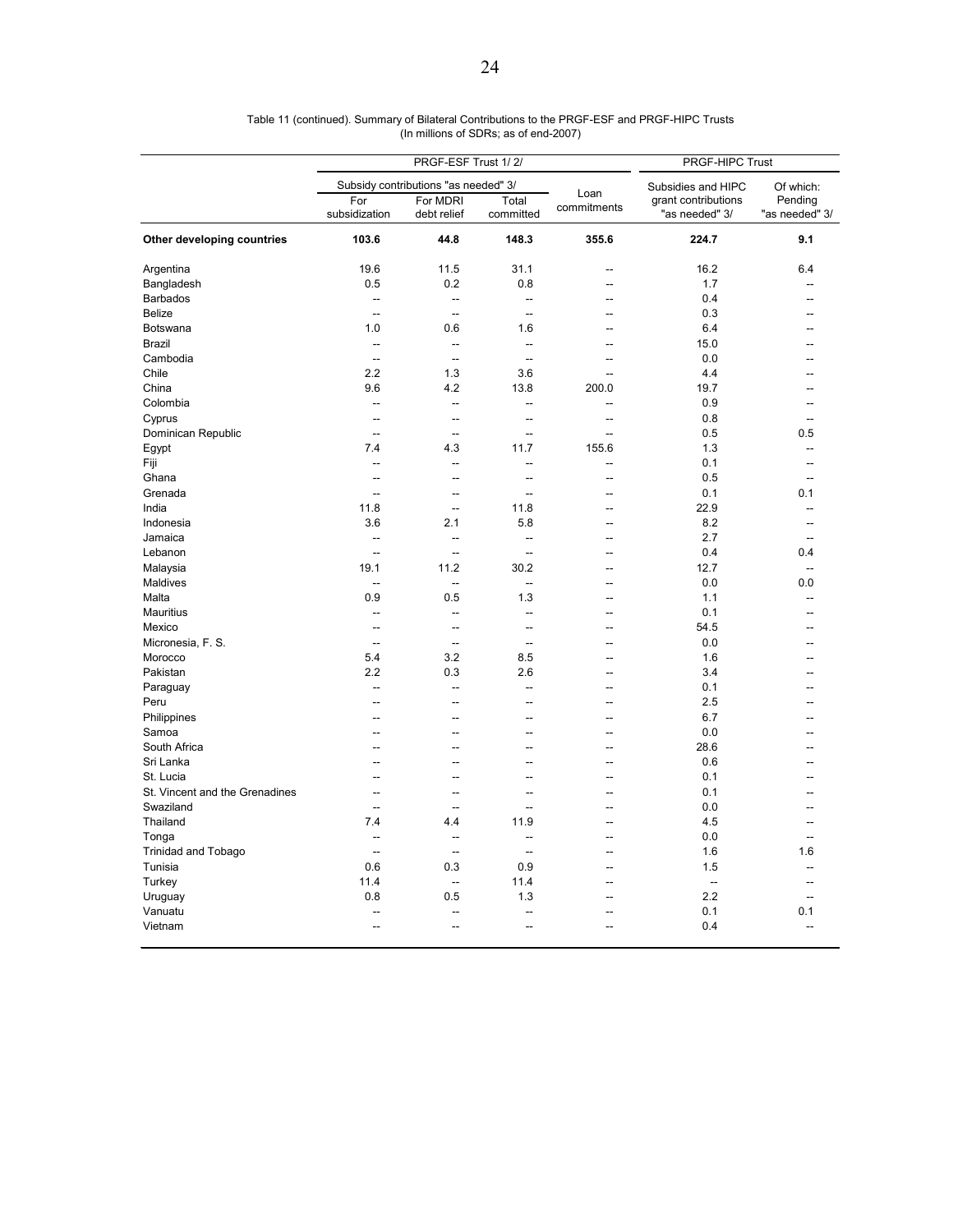Table 11 (continued). Summary of Bilateral Contributions to the PRGF-ESF and PRGF-HIPC Trusts
(In millions of SDRs; as of end-2007)

| | PRGF-ESF Trust 1/ 2/ | | | | PRGF-HIPC Trust | |
|---|---|---|---|---|---|---|
| | Subsidy contributions "as needed" 3/ | | | Loan commitments | Subsidies and HIPC grant contributions "as needed" 3/ | Of which: Pending "as needed" 3/ |
| | For subsidization | For MDRI debt relief | Total committed | | | |
| **Other developing countries** | **103.6** | **44.8** | **148.3** | **355.6** | **224.7** | **9.1** |
| Argentina | 19.6 | 11.5 | 31.1 | -- | 16.2 | 6.4 |
| Bangladesh | 0.5 | 0.2 | 0.8 | -- | 1.7 | -- |
| Barbados | -- | -- | -- | -- | 0.4 | -- |
| Belize | -- | -- | -- | -- | 0.3 | -- |
| Botswana | 1.0 | 0.6 | 1.6 | -- | 6.4 | -- |
| Brazil | -- | -- | -- | -- | 15.0 | -- |
| Cambodia | -- | -- | -- | -- | 0.0 | -- |
| Chile | 2.2 | 1.3 | 3.6 | -- | 4.4 | -- |
| China | 9.6 | 4.2 | 13.8 | 200.0 | 19.7 | -- |
| Colombia | -- | -- | -- | -- | 0.9 | -- |
| Cyprus | -- | -- | -- | -- | 0.8 | -- |
| Dominican Republic | -- | -- | -- | -- | 0.5 | 0.5 |
| Egypt | 7.4 | 4.3 | 11.7 | 155.6 | 1.3 | -- |
| Fiji | -- | -- | -- | -- | 0.1 | -- |
| Ghana | -- | -- | -- | -- | 0.5 | -- |
| Grenada | -- | -- | -- | -- | 0.1 | 0.1 |
| India | 11.8 | -- | 11.8 | -- | 22.9 | -- |
| Indonesia | 3.6 | 2.1 | 5.8 | -- | 8.2 | -- |
| Jamaica | -- | -- | -- | -- | 2.7 | -- |
| Lebanon | -- | -- | -- | -- | 0.4 | 0.4 |
| Malaysia | 19.1 | 11.2 | 30.2 | -- | 12.7 | -- |
| Maldives | -- | -- | -- | -- | 0.0 | 0.0 |
| Malta | 0.9 | 0.5 | 1.3 | -- | 1.1 | -- |
| Mauritius | -- | -- | -- | -- | 0.1 | -- |
| Mexico | -- | -- | -- | -- | 54.5 | -- |
| Micronesia, F. S. | -- | -- | -- | -- | 0.0 | -- |
| Morocco | 5.4 | 3.2 | 8.5 | -- | 1.6 | -- |
| Pakistan | 2.2 | 0.3 | 2.6 | -- | 3.4 | -- |
| Paraguay | -- | -- | -- | -- | 0.1 | -- |
| Peru | -- | -- | -- | -- | 2.5 | -- |
| Philippines | -- | -- | -- | -- | 6.7 | -- |
| Samoa | -- | -- | -- | -- | 0.0 | -- |
| South Africa | -- | -- | -- | -- | 28.6 | -- |
| Sri Lanka | -- | -- | -- | -- | 0.6 | -- |
| St. Lucia | -- | -- | -- | -- | 0.1 | -- |
| St. Vincent and the Grenadines | -- | -- | -- | -- | 0.1 | -- |
| Swaziland | -- | -- | -- | -- | 0.0 | -- |
| Thailand | 7.4 | 4.4 | 11.9 | -- | 4.5 | -- |
| Tonga | -- | -- | -- | -- | 0.0 | -- |
| Trinidad and Tobago | -- | -- | -- | -- | 1.6 | 1.6 |
| Tunisia | 0.6 | 0.3 | 0.9 | -- | 1.5 | -- |
| Turkey | 11.4 | -- | 11.4 | -- | -- | -- |
| Uruguay | 0.8 | 0.5 | 1.3 | -- | 2.2 | -- |
| Vanuatu | -- | -- | -- | -- | 0.1 | 0.1 |
| Vietnam | -- | -- | -- | -- | 0.4 | -- |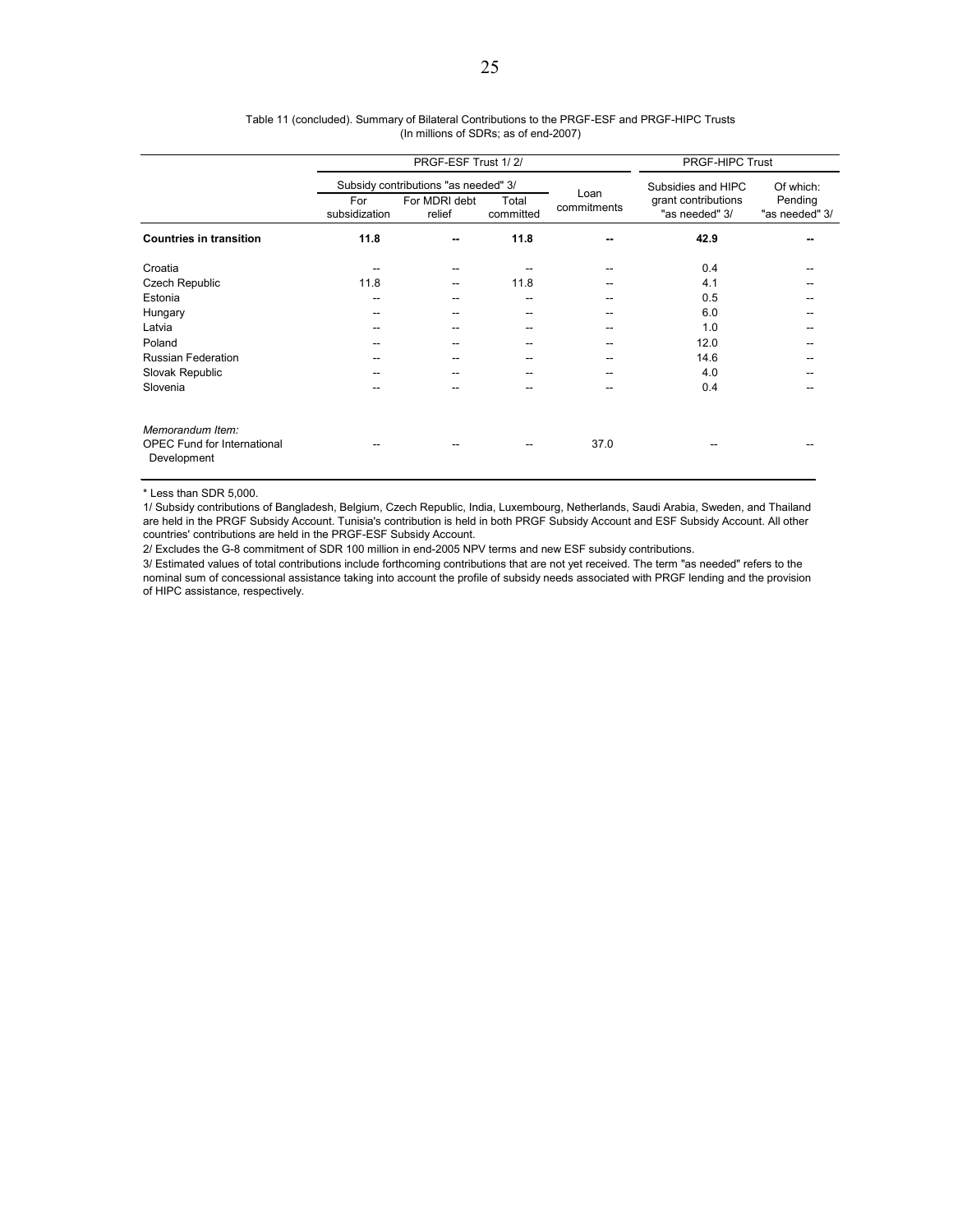Table 11 (concluded). Summary of Bilateral Contributions to the PRGF-ESF and PRGF-HIPC Trusts
(In millions of SDRs; as of end-2007)

| | PRGF-ESF Trust 1/ 2/ | | | | PRGF-HIPC Trust | |
|---|---|---|---|---|---|---|
| | Subsidy contributions "as needed" 3/ | | | Loan commitments | Subsidies and HIPC grant contributions "as needed" 3/ | Of which: Pending "as needed" 3/ |
| | For subsidization | For MDRI debt relief | Total committed | | | |
| **Countries in transition** | **11.8** | **--** | **11.8** | **--** | **42.9** | **--** |
| Croatia | -- | -- | -- | -- | 0.4 | -- |
| Czech Republic | 11.8 | -- | 11.8 | -- | 4.1 | -- |
| Estonia | -- | -- | -- | -- | 0.5 | -- |
| Hungary | -- | -- | -- | -- | 6.0 | -- |
| Latvia | -- | -- | -- | -- | 1.0 | -- |
| Poland | -- | -- | -- | -- | 12.0 | -- |
| Russian Federation | -- | -- | -- | -- | 14.6 | -- |
| Slovak Republic | -- | -- | -- | -- | 4.0 | -- |
| Slovenia | -- | -- | -- | -- | 0.4 | -- |
| *Memorandum Item:* | | | | | | |
| OPEC Fund for International Development | -- | -- | -- | 37.0 | -- | -- |

* Less than SDR 5,000.

1/ Subsidy contributions of Bangladesh, Belgium, Czech Republic, India, Luxembourg, Netherlands, Saudi Arabia, Sweden, and Thailand are held in the PRGF Subsidy Account. Tunisia's contribution is held in both PRGF Subsidy Account and ESF Subsidy Account. All other countries' contributions are held in the PRGF-ESF Subsidy Account.

2/ Excludes the G-8 commitment of SDR 100 million in end-2005 NPV terms and new ESF subsidy contributions.

3/ Estimated values of total contributions include forthcoming contributions that are not yet received. The term "as needed" refers to the nominal sum of concessional assistance taking into account the profile of subsidy needs associated with PRGF lending and the provision of HIPC assistance, respectively.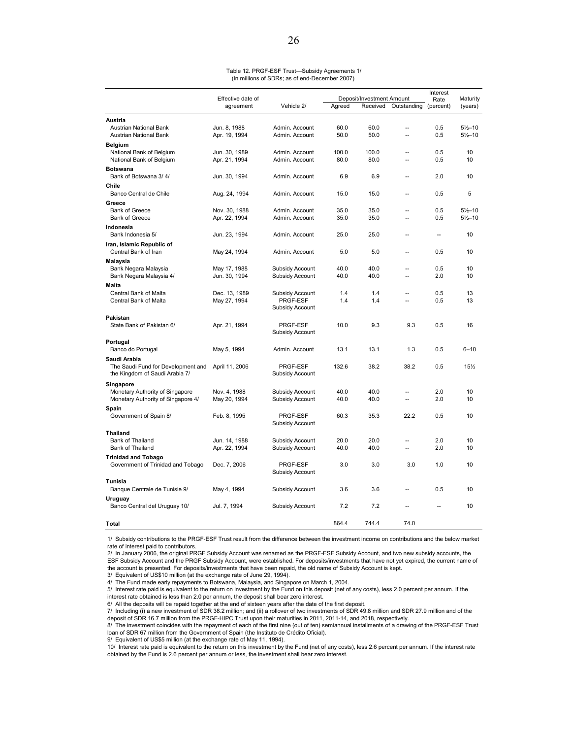Table 12. PRGF-ESF Trust—Subsidy Agreements 1/
(In millions of SDRs; as of end-December 2007)

| | Effective date of agreement | Vehicle 2/ | Deposit/Investment Amount | | | Interest Rate (percent) | Maturity (years) |
|---|---|---|---|---|---|---|---|
| | | | Agreed | Received | Outstanding | | |
| **Austria** | | | | | | | |
| Austrian National Bank | Jun. 8, 1988 | Admin. Account | 60.0 | 60.0 | -- | 0.5 | 5½–10 |
| Austrian National Bank | Apr. 19, 1994 | Admin. Account | 50.0 | 50.0 | -- | 0.5 | 5½–10 |
| **Belgium** | | | | | | | |
| National Bank of Belgium | Jun. 30, 1989 | Admin. Account | 100.0 | 100.0 | -- | 0.5 | 10 |
| National Bank of Belgium | Apr. 21, 1994 | Admin. Account | 80.0 | 80.0 | -- | 0.5 | 10 |
| **Botswana** | | | | | | | |
| Bank of Botswana 3/ 4/ | Jun. 30, 1994 | Admin. Account | 6.9 | 6.9 | -- | 2.0 | 10 |
| **Chile** | | | | | | | |
| Banco Central de Chile | Aug. 24, 1994 | Admin. Account | 15.0 | 15.0 | -- | 0.5 | 5 |
| **Greece** | | | | | | | |
| Bank of Greece | Nov. 30, 1988 | Admin. Account | 35.0 | 35.0 | -- | 0.5 | 5½–10 |
| Bank of Greece | Apr. 22, 1994 | Admin. Account | 35.0 | 35.0 | -- | 0.5 | 5½–10 |
| **Indonesia** | | | | | | | |
| Bank Indonesia 5/ | Jun. 23, 1994 | Admin. Account | 25.0 | 25.0 | -- | -- | 10 |
| **Iran, Islamic Republic of** | | | | | | | |
| Central Bank of Iran | May 24, 1994 | Admin. Account | 5.0 | 5.0 | -- | 0.5 | 10 |
| **Malaysia** | | | | | | | |
| Bank Negara Malaysia | May 17, 1988 | Subsidy Account | 40.0 | 40.0 | -- | 0.5 | 10 |
| Bank Negara Malaysia 4/ | Jun. 30, 1994 | Subsidy Account | 40.0 | 40.0 | -- | 2.0 | 10 |
| **Malta** | | | | | | | |
| Central Bank of Malta | Dec. 13, 1989 | Subsidy Account | 1.4 | 1.4 | -- | 0.5 | 13 |
| Central Bank of Malta | May 27, 1994 | PRGF-ESF Subsidy Account | 1.4 | 1.4 | -- | 0.5 | 13 |
| **Pakistan** | | | | | | | |
| State Bank of Pakistan 6/ | Apr. 21, 1994 | PRGF-ESF Subsidy Account | 10.0 | 9.3 | 9.3 | 0.5 | 16 |
| **Portugal** | | | | | | | |
| Banco do Portugal | May 5, 1994 | Admin. Account | 13.1 | 13.1 | 1.3 | 0.5 | 6–10 |
| **Saudi Arabia** | | | | | | | |
| The Saudi Fund for Development and the Kingdom of Saudi Arabia 7/ | April 11, 2006 | PRGF-ESF Subsidy Account | 132.6 | 38.2 | 38.2 | 0.5 | 15½ |
| **Singapore** | | | | | | | |
| Monetary Authority of Singapore | Nov. 4, 1988 | Subsidy Account | 40.0 | 40.0 | -- | 2.0 | 10 |
| Monetary Authority of Singapore 4/ | May 20, 1994 | Subsidy Account | 40.0 | 40.0 | -- | 2.0 | 10 |
| **Spain** | | | | | | | |
| Government of Spain 8/ | Feb. 8, 1995 | PRGF-ESF Subsidy Account | 60.3 | 35.3 | 22.2 | 0.5 | 10 |
| **Thailand** | | | | | | | |
| Bank of Thailand | Jun. 14, 1988 | Subsidy Account | 20.0 | 20.0 | -- | 2.0 | 10 |
| Bank of Thailand | Apr. 22, 1994 | Subsidy Account | 40.0 | 40.0 | -- | 2.0 | 10 |
| **Trinidad and Tobago** | | | | | | | |
| Government of Trinidad and Tobago | Dec. 7, 2006 | PRGF-ESF Subsidy Account | 3.0 | 3.0 | 3.0 | 1.0 | 10 |
| **Tunisia** | | | | | | | |
| Banque Centrale de Tunisie 9/ | May 4, 1994 | Subsidy Account | 3.6 | 3.6 | -- | 0.5 | 10 |
| **Uruguay** | | | | | | | |
| Banco Central del Uruguay 10/ | Jul. 7, 1994 | Subsidy Account | 7.2 | 7.2 | -- | -- | 10 |
| **Total** | | | 864.4 | 744.4 | 74.0 | | |

1/ Subsidy contributions to the PRGF-ESF Trust result from the difference between the investment income on contributions and the below market rate of interest paid to contributors.

2/ In January 2006, the original PRGF Subsidy Account was renamed as the PRGF-ESF Subsidy Account, and two new subsidy accounts, the ESF Subsidy Account and the PRGF Subsidy Account, were established. For deposits/investments that have not yet expired, the current name of the account is presented. For deposits/investments that have been repaid, the old name of Subsidy Account is kept.

3/ Equivalent of US$10 million (at the exchange rate of June 29, 1994).

4/ The Fund made early repayments to Botswana, Malaysia, and Singapore on March 1, 2004.

5/ Interest rate paid is equivalent to the return on investment by the Fund on this deposit (net of any costs), less 2.0 percent per annum. If the interest rate obtained is less than 2.0 per annum, the deposit shall bear zero interest.

6/ All the deposits will be repaid together at the end of sixteen years after the date of the first deposit.

7/ Including (i) a new investment of SDR 38.2 million; and (ii) a rollover of two investments of SDR 49.8 million and SDR 27.9 million and of the deposit of SDR 16.7 million from the PRGF-HIPC Trust upon their maturities in 2011, 2011-14, and 2018, respectively.

8/ The investment coincides with the repayment of each of the first nine (out of ten) semiannual installments of a drawing of the PRGF-ESF Trust loan of SDR 67 million from the Government of Spain (the Instituto de Crédito Oficial).

9/ Equivalent of US$5 million (at the exchange rate of May 11, 1994).

10/ Interest rate paid is equivalent to the return on this investment by the Fund (net of any costs), less 2.6 percent per annum. If the interest rate obtained by the Fund is 2.6 percent per annum or less, the investment shall bear zero interest.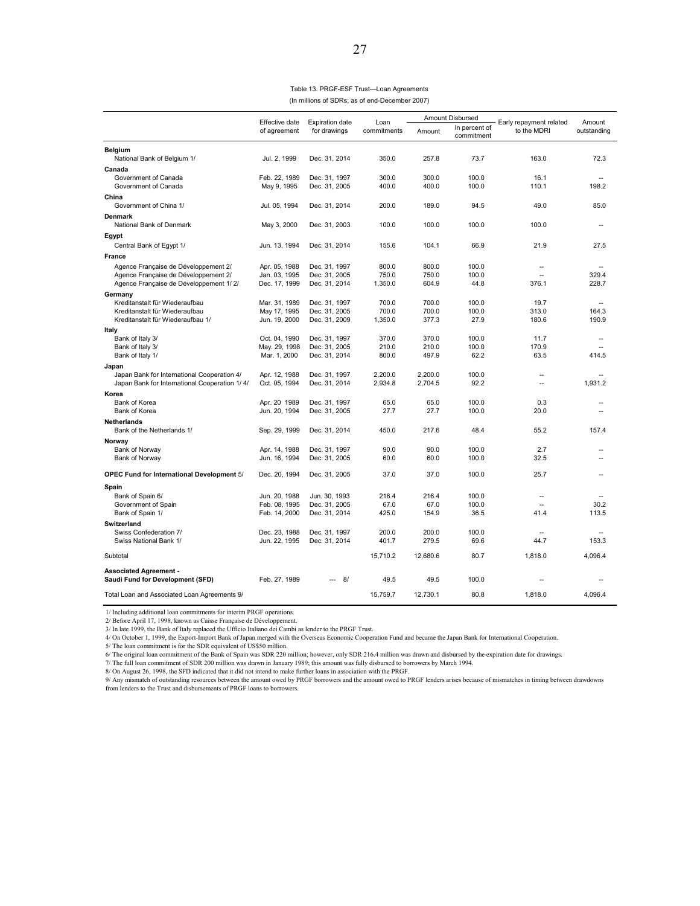Table 13. PRGF-ESF Trust—Loan Agreements

(In millions of SDRs; as of end-December 2007)

| | Effective date of agreement | Expiration date for drawings | Loan commitments | Amount Disbursed | | Early repayment related to the MDRI | Amount outstanding |
|---|---|---|---|---|---|---|---|
| | | | | Amount | In percent of commitment | | |
| **Belgium** | | | | | | | |
| National Bank of Belgium 1/ | Jul. 2, 1999 | Dec. 31, 2014 | 350.0 | 257.8 | 73.7 | 163.0 | 72.3 |
| **Canada** | | | | | | | |
| Government of Canada | Feb. 22, 1989 | Dec. 31, 1997 | 300.0 | 300.0 | 100.0 | 16.1 | -- |
| Government of Canada | May 9, 1995 | Dec. 31, 2005 | 400.0 | 400.0 | 100.0 | 110.1 | 198.2 |
| **China** | | | | | | | |
| Government of China 1/ | Jul. 05, 1994 | Dec. 31, 2014 | 200.0 | 189.0 | 94.5 | 49.0 | 85.0 |
| **Denmark** | | | | | | | |
| National Bank of Denmark | May 3, 2000 | Dec. 31, 2003 | 100.0 | 100.0 | 100.0 | 100.0 | -- |
| **Egypt** | | | | | | | |
| Central Bank of Egypt 1/ | Jun. 13, 1994 | Dec. 31, 2014 | 155.6 | 104.1 | 66.9 | 21.9 | 27.5 |
| **France** | | | | | | | |
| Agence Française de Développement 2/ | Apr. 05, 1988 | Dec. 31, 1997 | 800.0 | 800.0 | 100.0 | -- | -- |
| Agence Française de Développement 2/ | Jan. 03, 1995 | Dec. 31, 2005 | 750.0 | 750.0 | 100.0 | -- | 329.4 |
| Agence Française de Développement 1/ 2/ | Dec. 17, 1999 | Dec. 31, 2014 | 1,350.0 | 604.9 | 44.8 | 376.1 | 228.7 |
| **Germany** | | | | | | | |
| Kreditanstalt für Wiederaufbau | Mar. 31, 1989 | Dec. 31, 1997 | 700.0 | 700.0 | 100.0 | 19.7 | -- |
| Kreditanstalt für Wiederaufbau | May 17, 1995 | Dec. 31, 2005 | 700.0 | 700.0 | 100.0 | 313.0 | 164.3 |
| Kreditanstalt für Wiederaufbau 1/ | Jun. 19, 2000 | Dec. 31, 2009 | 1,350.0 | 377.3 | 27.9 | 180.6 | 190.9 |
| **Italy** | | | | | | | |
| Bank of Italy 3/ | Oct. 04, 1990 | Dec. 31, 1997 | 370.0 | 370.0 | 100.0 | 11.7 | -- |
| Bank of Italy 3/ | May. 29, 1998 | Dec. 31, 2005 | 210.0 | 210.0 | 100.0 | 170.9 | -- |
| Bank of Italy 1/ | Mar. 1, 2000 | Dec. 31, 2014 | 800.0 | 497.9 | 62.2 | 63.5 | 414.5 |
| **Japan** | | | | | | | |
| Japan Bank for International Cooperation 4/ | Apr. 12, 1988 | Dec. 31, 1997 | 2,200.0 | 2,200.0 | 100.0 | -- | -- |
| Japan Bank for International Cooperation 1/ 4/ | Oct. 05, 1994 | Dec. 31, 2014 | 2,934.8 | 2,704.5 | 92.2 | -- | 1,931.2 |
| **Korea** | | | | | | | |
| Bank of Korea | Apr. 20 1989 | Dec. 31, 1997 | 65.0 | 65.0 | 100.0 | 0.3 | -- |
| Bank of Korea | Jun. 20, 1994 | Dec. 31, 2005 | 27.7 | 27.7 | 100.0 | 20.0 | -- |
| **Netherlands** | | | | | | | |
| Bank of the Netherlands 1/ | Sep. 29, 1999 | Dec. 31, 2014 | 450.0 | 217.6 | 48.4 | 55.2 | 157.4 |
| **Norway** | | | | | | | |
| Bank of Norway | Apr. 14, 1988 | Dec. 31, 1997 | 90.0 | 90.0 | 100.0 | 2.7 | -- |
| Bank of Norway | Jun. 16, 1994 | Dec. 31, 2005 | 60.0 | 60.0 | 100.0 | 32.5 | -- |
| **OPEC Fund for International Development** 5/ | Dec. 20, 1994 | Dec. 31, 2005 | 37.0 | 37.0 | 100.0 | 25.7 | -- |
| **Spain** | | | | | | | |
| Bank of Spain 6/ | Jun. 20, 1988 | Jun. 30, 1993 | 216.4 | 216.4 | 100.0 | -- | -- |
| Government of Spain | Feb. 08, 1995 | Dec. 31, 2005 | 67.0 | 67.0 | 100.0 | -- | 30.2 |
| Bank of Spain 1/ | Feb. 14, 2000 | Dec. 31, 2014 | 425.0 | 154.9 | 36.5 | 41.4 | 113.5 |
| **Switzerland** | | | | | | | |
| Swiss Confederation 7/ | Dec. 23, 1988 | Dec. 31, 1997 | 200.0 | 200.0 | 100.0 | -- | -- |
| Swiss National Bank 1/ | Jun. 22, 1995 | Dec. 31, 2014 | 401.7 | 279.5 | 69.6 | 44.7 | 153.3 |
| Subtotal | | | 15,710.2 | 12,680.6 | 80.7 | 1,818.0 | 4,096.4 |
| **Associated Agreement - Saudi Fund for Development (SFD)** | Feb. 27, 1989 | --- 8/ | 49.5 | 49.5 | 100.0 | -- | -- |
| Total Loan and Associated Loan Agreements 9/ | | | 15,759.7 | 12,730.1 | 80.8 | 1,818.0 | 4,096.4 |

1/ Including additional loan commitments for interim PRGF operations.

2/ Before April 17, 1998, known as Caisse Française de Développement.

3/ In late 1999, the Bank of Italy replaced the Ufficio Italiano dei Cambi as lender to the PRGF Trust.

4/ On October 1, 1999, the Export-Import Bank of Japan merged with the Overseas Economic Cooperation Fund and became the Japan Bank for International Cooperation.

5/ The loan commitment is for the SDR equivalent of US$50 million.

6/ The original loan commitment of the Bank of Spain was SDR 220 million; however, only SDR 216.4 million was drawn and disbursed by the expiration date for drawings.

7/ The full loan commitment of SDR 200 million was drawn in January 1989; this amount was fully disbursed to borrowers by March 1994.

8/ On August 26, 1998, the SFD indicated that it did not intend to make further loans in association with the PRGF.

9/ Any mismatch of outstanding resources between the amount owed by PRGF borrowers and the amount owed to PRGF lenders arises because of mismatches in timing between drawdowns from lenders to the Trust and disbursements of PRGF loans to borrowers.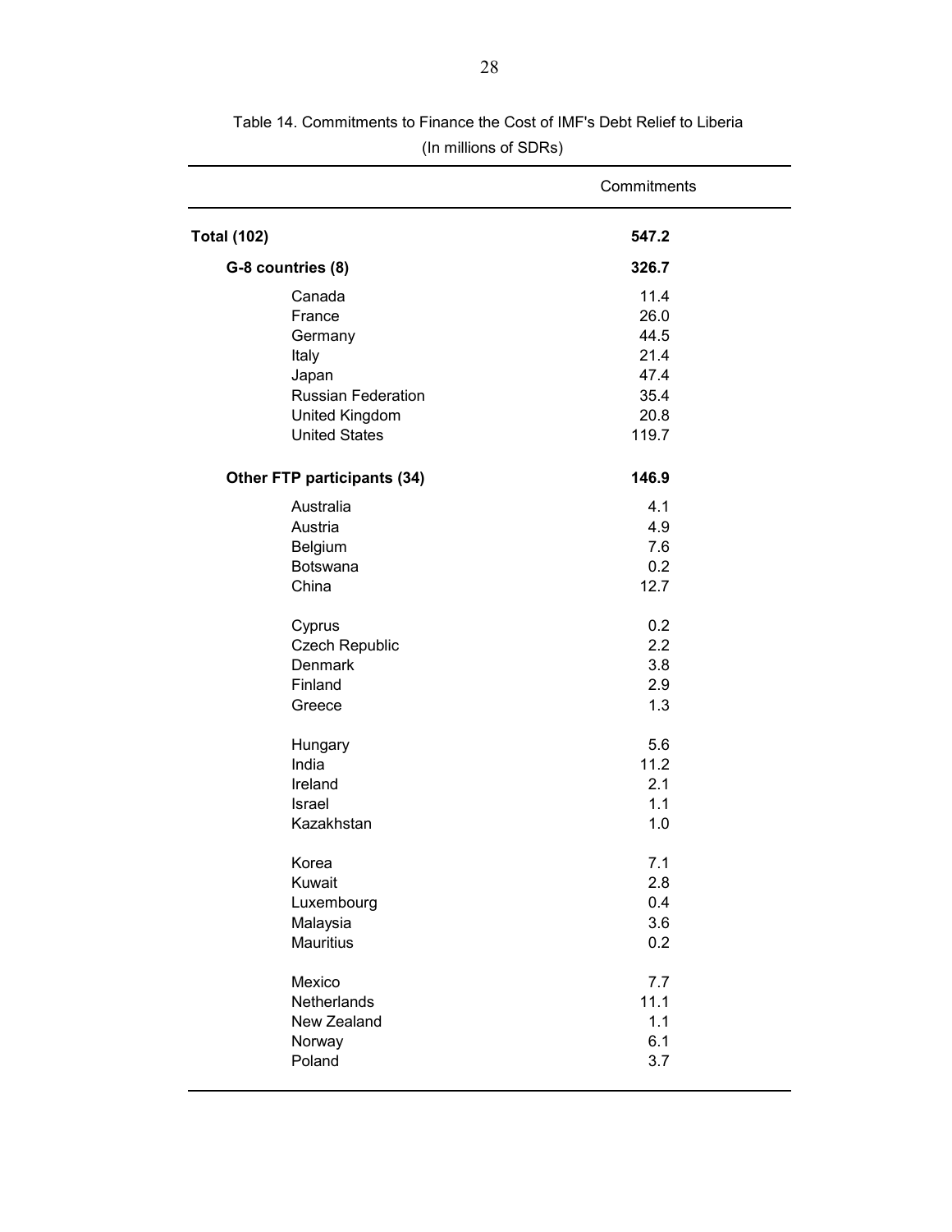Table 14. Commitments to Finance the Cost of IMF's Debt Relief to Liberia
(In millions of SDRs)

| | Commitments |
|---|---|
| **Total (102)** | **547.2** |
| **G-8 countries (8)** | **326.7** |
| Canada | 11.4 |
| France | 26.0 |
| Germany | 44.5 |
| Italy | 21.4 |
| Japan | 47.4 |
| Russian Federation | 35.4 |
| United Kingdom | 20.8 |
| United States | 119.7 |
| **Other FTP participants (34)** | **146.9** |
| Australia | 4.1 |
| Austria | 4.9 |
| Belgium | 7.6 |
| Botswana | 0.2 |
| China | 12.7 |
| Cyprus | 0.2 |
| Czech Republic | 2.2 |
| Denmark | 3.8 |
| Finland | 2.9 |
| Greece | 1.3 |
| Hungary | 5.6 |
| India | 11.2 |
| Ireland | 2.1 |
| Israel | 1.1 |
| Kazakhstan | 1.0 |
| Korea | 7.1 |
| Kuwait | 2.8 |
| Luxembourg | 0.4 |
| Malaysia | 3.6 |
| Mauritius | 0.2 |
| Mexico | 7.7 |
| Netherlands | 11.1 |
| New Zealand | 1.1 |
| Norway | 6.1 |
| Poland | 3.7 |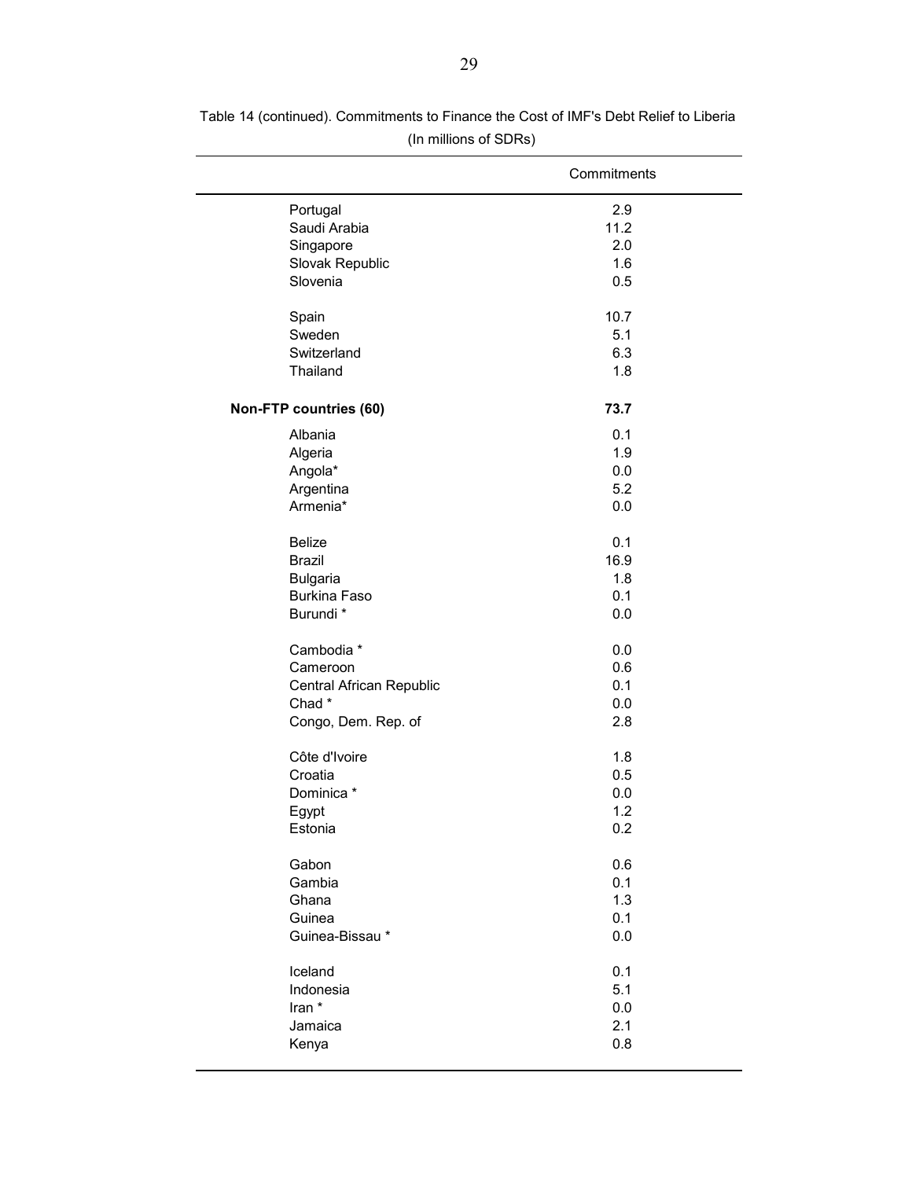Table 14 (continued). Commitments to Finance the Cost of IMF's Debt Relief to Liberia

(In millions of SDRs)

| | Commitments |
|---|---|
| Portugal | 2.9 |
| Saudi Arabia | 11.2 |
| Singapore | 2.0 |
| Slovak Republic | 1.6 |
| Slovenia | 0.5 |
| Spain | 10.7 |
| Sweden | 5.1 |
| Switzerland | 6.3 |
| Thailand | 1.8 |
| **Non-FTP countries (60)** | **73.7** |
| Albania | 0.1 |
| Algeria | 1.9 |
| Angola* | 0.0 |
| Argentina | 5.2 |
| Armenia* | 0.0 |
| Belize | 0.1 |
| Brazil | 16.9 |
| Bulgaria | 1.8 |
| Burkina Faso | 0.1 |
| Burundi * | 0.0 |
| Cambodia * | 0.0 |
| Cameroon | 0.6 |
| Central African Republic | 0.1 |
| Chad * | 0.0 |
| Congo, Dem. Rep. of | 2.8 |
| Côte d'Ivoire | 1.8 |
| Croatia | 0.5 |
| Dominica * | 0.0 |
| Egypt | 1.2 |
| Estonia | 0.2 |
| Gabon | 0.6 |
| Gambia | 0.1 |
| Ghana | 1.3 |
| Guinea | 0.1 |
| Guinea-Bissau * | 0.0 |
| Iceland | 0.1 |
| Indonesia | 5.1 |
| Iran * | 0.0 |
| Jamaica | 2.1 |
| Kenya | 0.8 |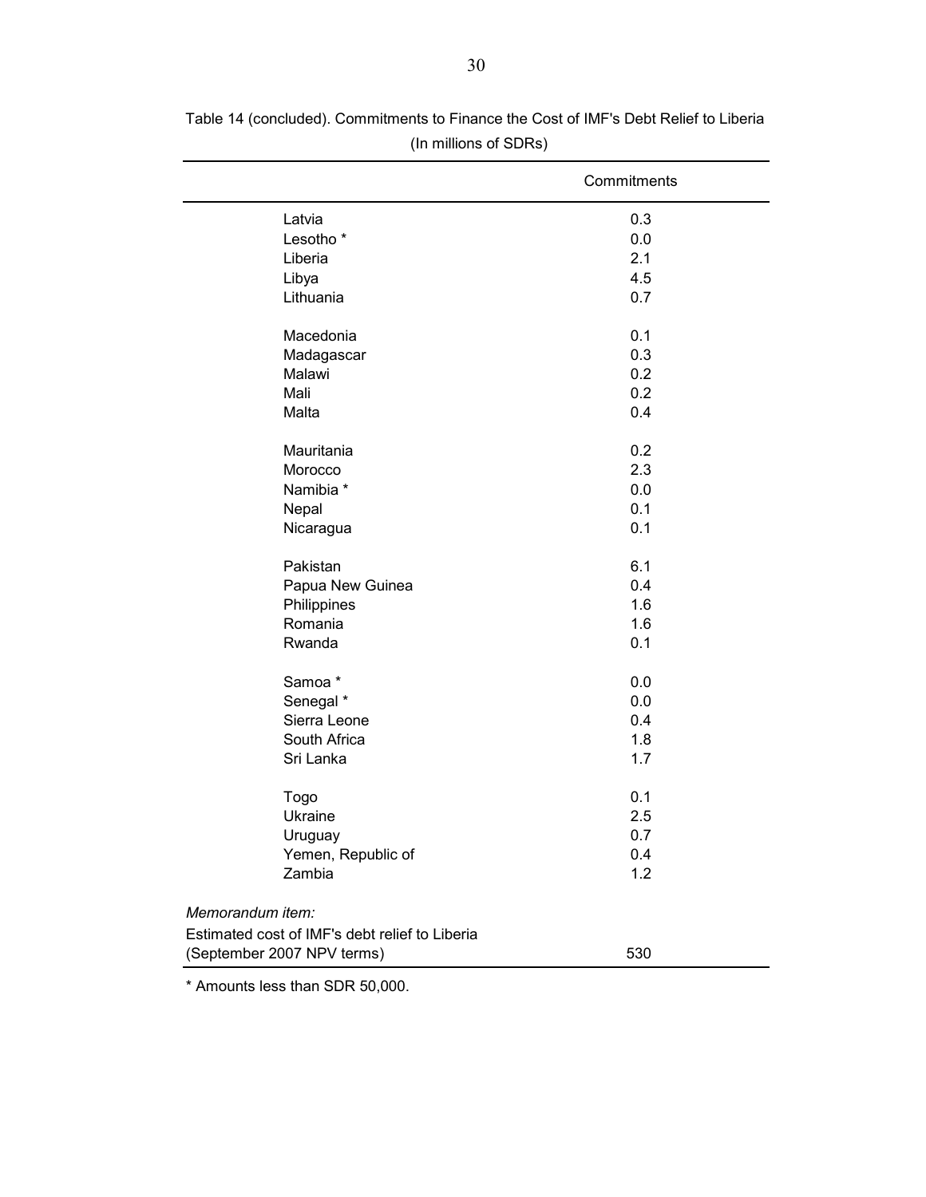Table 14 (concluded). Commitments to Finance the Cost of IMF's Debt Relief to Liberia

(In millions of SDRs)

| | Commitments |
|---|---|
| Latvia | 0.3 |
| Lesotho * | 0.0 |
| Liberia | 2.1 |
| Libya | 4.5 |
| Lithuania | 0.7 |
| | |
| Macedonia | 0.1 |
| Madagascar | 0.3 |
| Malawi | 0.2 |
| Mali | 0.2 |
| Malta | 0.4 |
| | |
| Mauritania | 0.2 |
| Morocco | 2.3 |
| Namibia * | 0.0 |
| Nepal | 0.1 |
| Nicaragua | 0.1 |
| | |
| Pakistan | 6.1 |
| Papua New Guinea | 0.4 |
| Philippines | 1.6 |
| Romania | 1.6 |
| Rwanda | 0.1 |
| | |
| Samoa * | 0.0 |
| Senegal * | 0.0 |
| Sierra Leone | 0.4 |
| South Africa | 1.8 |
| Sri Lanka | 1.7 |
| | |
| Togo | 0.1 |
| Ukraine | 2.5 |
| Uruguay | 0.7 |
| Yemen, Republic of | 0.4 |
| Zambia | 1.2 |
| | |
| *Memorandum item:* | |
| Estimated cost of IMF's debt relief to Liberia (September 2007 NPV terms) | 530 |

* Amounts less than SDR 50,000.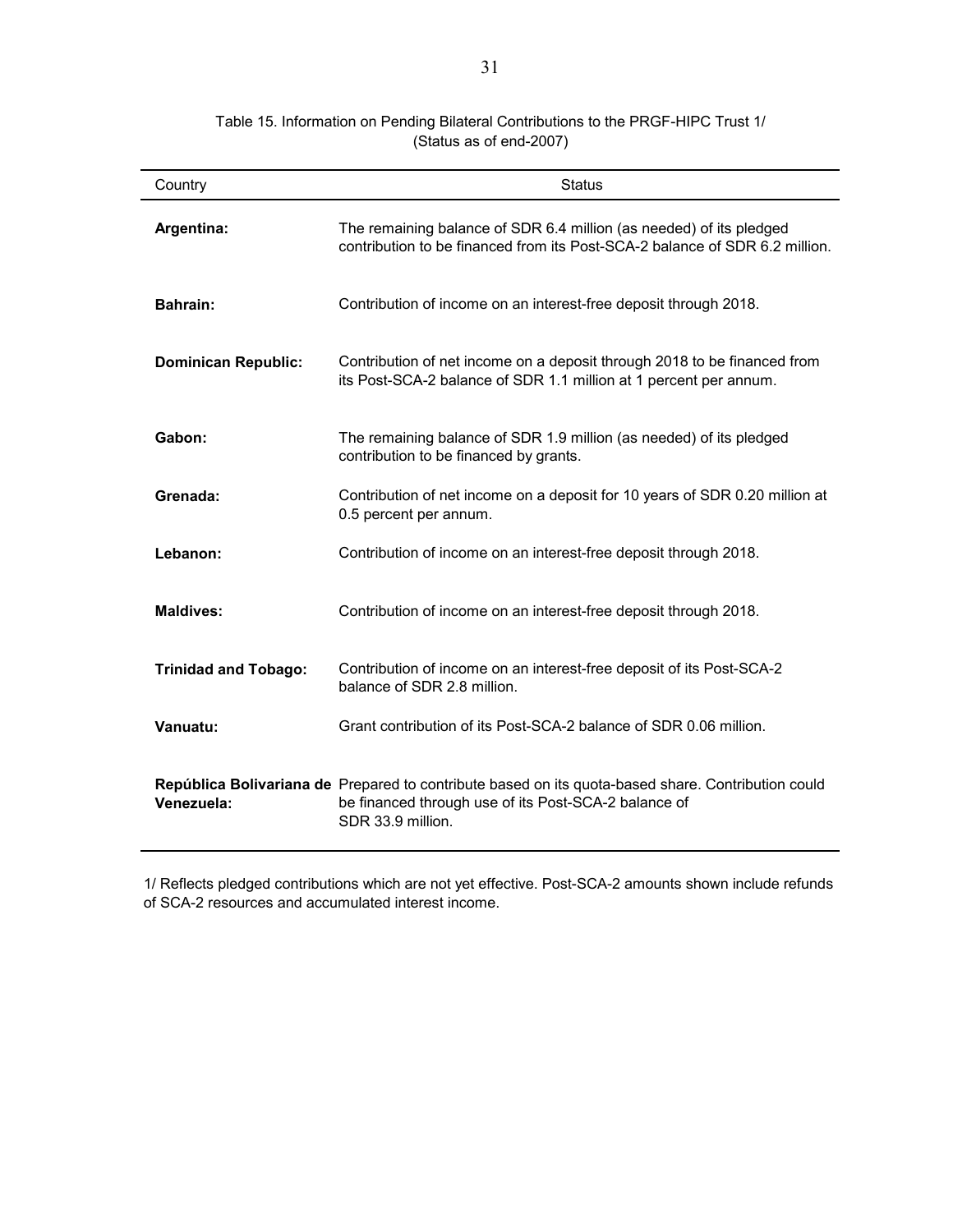Table 15. Information on Pending Bilateral Contributions to the PRGF-HIPC Trust 1/
(Status as of end-2007)

| Country | Status |
|---|---|
| **Argentina:** | The remaining balance of SDR 6.4 million (as needed) of its pledged contribution to be financed from its Post-SCA-2 balance of SDR 6.2 million. |
| **Bahrain:** | Contribution of income on an interest-free deposit through 2018. |
| **Dominican Republic:** | Contribution of net income on a deposit through 2018 to be financed from its Post-SCA-2 balance of SDR 1.1 million at 1 percent per annum. |
| **Gabon:** | The remaining balance of SDR 1.9 million (as needed) of its pledged contribution to be financed by grants. |
| **Grenada:** | Contribution of net income on a deposit for 10 years of SDR 0.20 million at 0.5 percent per annum. |
| **Lebanon:** | Contribution of income on an interest-free deposit through 2018. |
| **Maldives:** | Contribution of income on an interest-free deposit through 2018. |
| **Trinidad and Tobago:** | Contribution of income on an interest-free deposit of its Post-SCA-2 balance of SDR 2.8 million. |
| **Vanuatu:** | Grant contribution of its Post-SCA-2 balance of SDR 0.06 million. |
| **República Bolivariana de Venezuela:** | Prepared to contribute based on its quota-based share. Contribution could be financed through use of its Post-SCA-2 balance of SDR 33.9 million. |

1/ Reflects pledged contributions which are not yet effective. Post-SCA-2 amounts shown include refunds of SCA-2 resources and accumulated interest income.